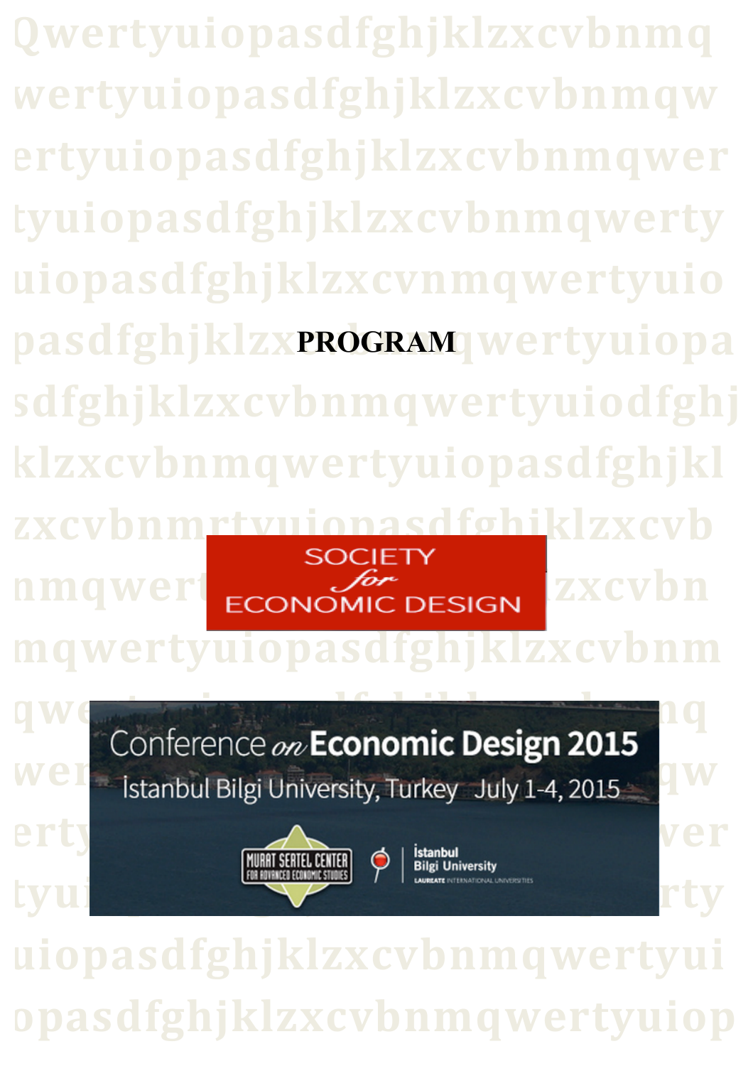# PROGRAM

SOCIETY *for* ECONOMIC DESIGN

Conference *on* **Economic Design 2015**

İstanbul Bilgi University, Turkey July 1-4, 2015

MURAT SERTEL CENTER FOR ADVANCED ECONOMIC STUDIES

İstanbul Bilgi University

LAUREATE INTERNATIONAL UNIVERSITIES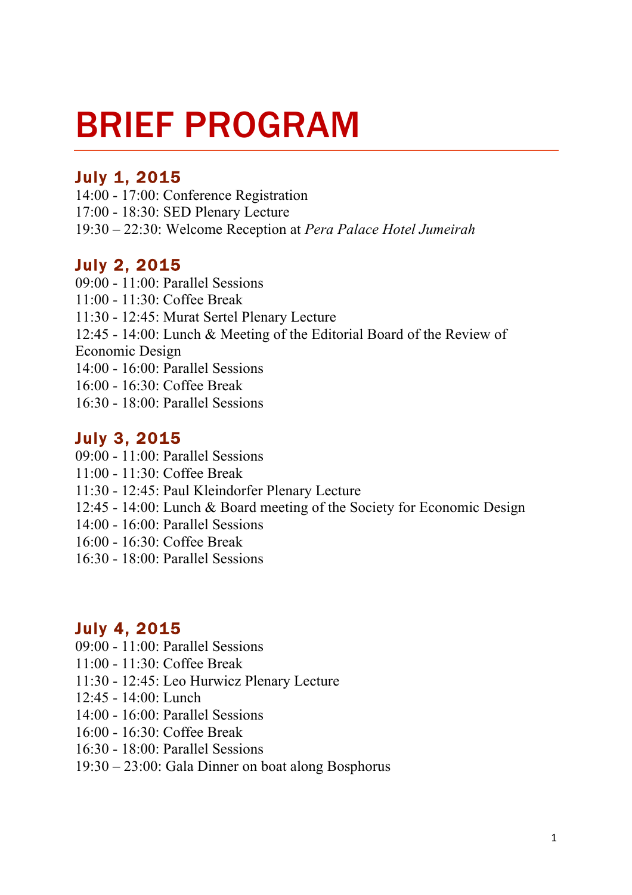# BRIEF PROGRAM

## July 1, 2015

14:00 - 17:00: Conference Registration
17:00 - 18:30: SED Plenary Lecture
19:30 – 22:30: Welcome Reception at *Pera Palace Hotel Jumeirah*

## July 2, 2015

09:00 - 11:00: Parallel Sessions
11:00 - 11:30: Coffee Break
11:30 - 12:45: Murat Sertel Plenary Lecture
12:45 - 14:00: Lunch & Meeting of the Editorial Board of the Review of Economic Design
14:00 - 16:00: Parallel Sessions
16:00 - 16:30: Coffee Break
16:30 - 18:00: Parallel Sessions

## July 3, 2015

09:00 - 11:00: Parallel Sessions
11:00 - 11:30: Coffee Break
11:30 - 12:45: Paul Kleindorfer Plenary Lecture
12:45 - 14:00: Lunch & Board meeting of the Society for Economic Design
14:00 - 16:00: Parallel Sessions
16:00 - 16:30: Coffee Break
16:30 - 18:00: Parallel Sessions

## July 4, 2015

09:00 - 11:00: Parallel Sessions
11:00 - 11:30: Coffee Break
11:30 - 12:45: Leo Hurwicz Plenary Lecture
12:45 - 14:00: Lunch
14:00 - 16:00: Parallel Sessions
16:00 - 16:30: Coffee Break
16:30 - 18:00: Parallel Sessions
19:30 – 23:00: Gala Dinner on boat along Bosphorus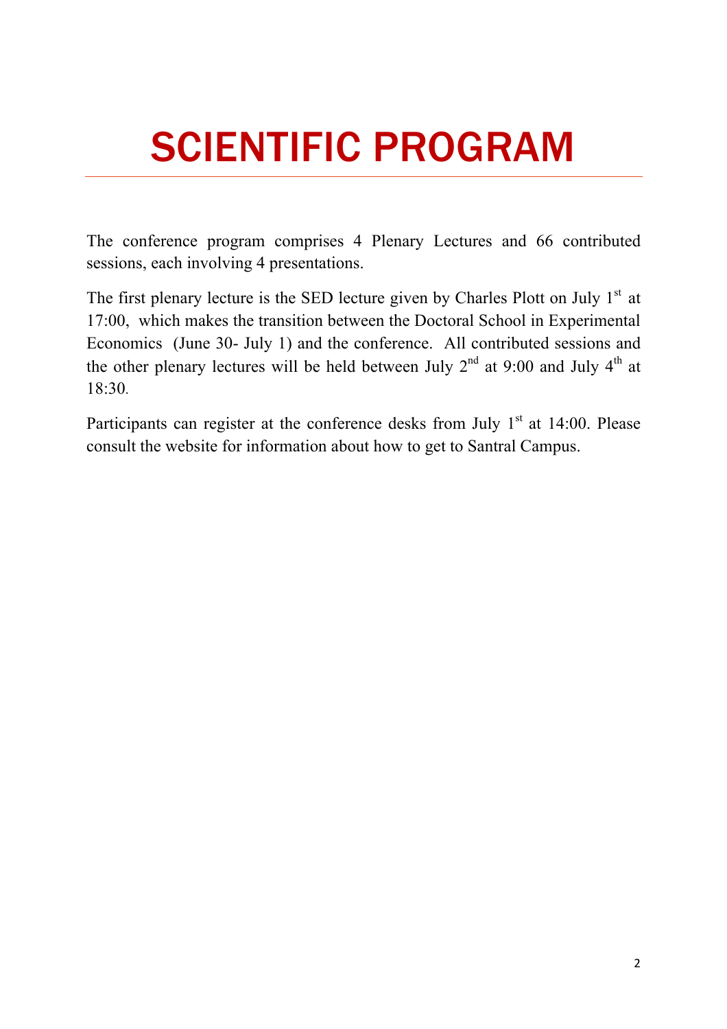# SCIENTIFIC PROGRAM

The conference program comprises 4 Plenary Lectures and 66 contributed sessions, each involving 4 presentations.

The first plenary lecture is the SED lecture given by Charles Plott on July 1st at 17:00, which makes the transition between the Doctoral School in Experimental Economics (June 30- July 1) and the conference. All contributed sessions and the other plenary lectures will be held between July 2nd at 9:00 and July 4th at 18:30.

Participants can register at the conference desks from July 1st at 14:00. Please consult the website for information about how to get to Santral Campus.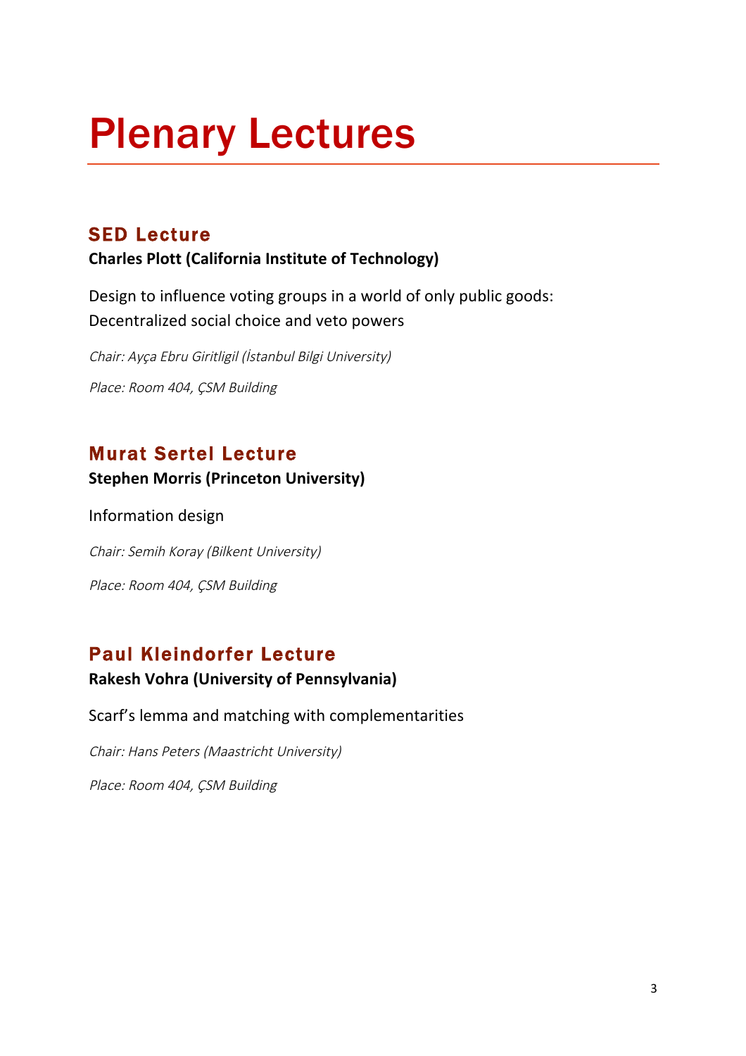# Plenary Lectures

## SED Lecture

**Charles Plott (California Institute of Technology)**

Design to influence voting groups in a world of only public goods: Decentralized social choice and veto powers

*Chair: Ayça Ebru Giritligil (İstanbul Bilgi University)*

*Place: Room 404, ÇSM Building*

## Murat Sertel Lecture

**Stephen Morris (Princeton University)**

Information design

*Chair: Semih Koray (Bilkent University)*

*Place: Room 404, ÇSM Building*

## Paul Kleindorfer Lecture

**Rakesh Vohra (University of Pennsylvania)**

Scarf's lemma and matching with complementarities

*Chair: Hans Peters (Maastricht University)*

*Place: Room 404, ÇSM Building*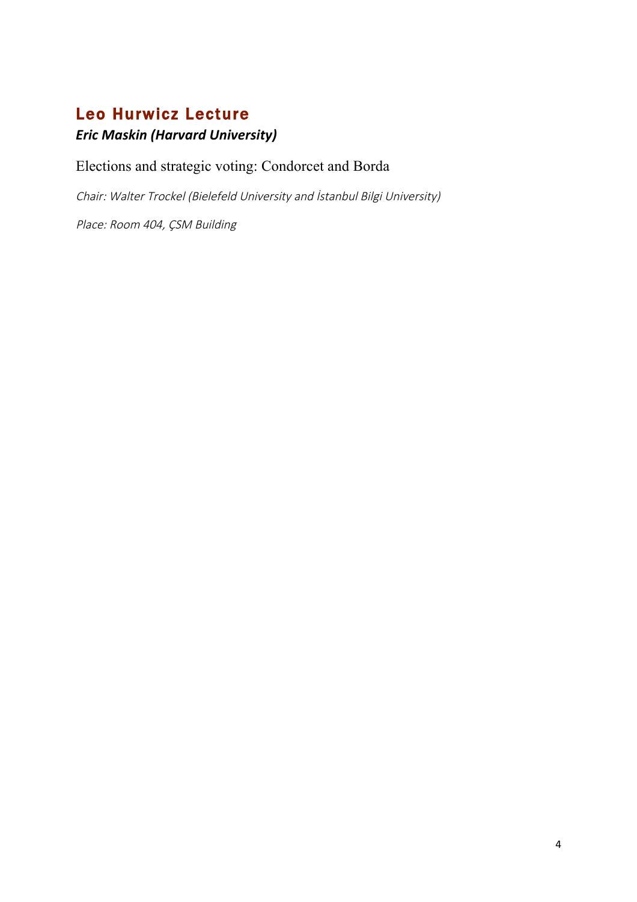## Leo Hurwicz Lecture

***Eric Maskin (Harvard University)***

Elections and strategic voting: Condorcet and Borda

*Chair: Walter Trockel (Bielefeld University and İstanbul Bilgi University)*

*Place: Room 404, ÇSM Building*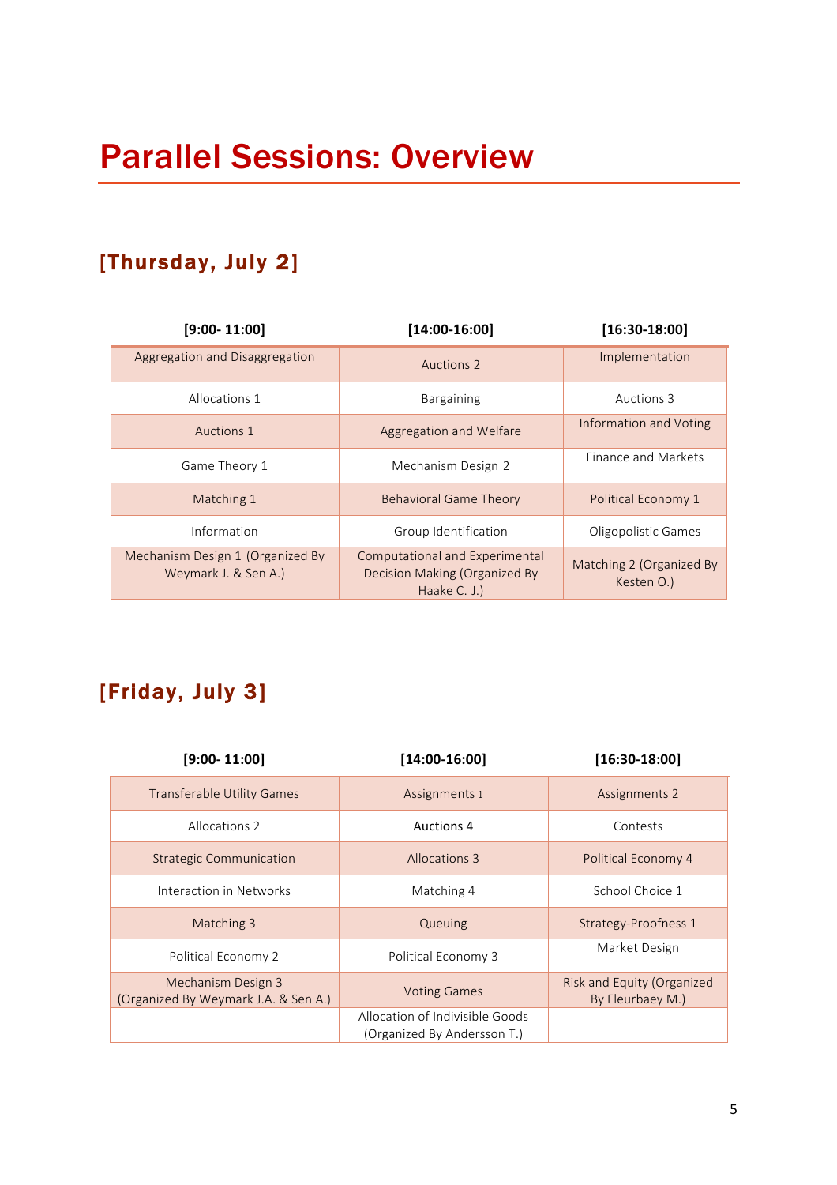# Parallel Sessions: Overview

## [Thursday, July 2]

| [9:00- 11:00] | [14:00-16:00] | [16:30-18:00] |
|---|---|---|
| Aggregation and Disaggregation | Auctions 2 | Implementation |
| Allocations 1 | Bargaining | Auctions 3 |
| Auctions 1 | Aggregation and Welfare | Information and Voting |
| Game Theory 1 | Mechanism Design 2 | Finance and Markets |
| Matching 1 | Behavioral Game Theory | Political Economy 1 |
| Information | Group Identification | Oligopolistic Games |
| Mechanism Design 1 (Organized By Weymark J. & Sen A.) | Computational and Experimental Decision Making (Organized By Haake C. J.) | Matching 2 (Organized By Kesten O.) |

## [Friday, July 3]

| [9:00- 11:00] | [14:00-16:00] | [16:30-18:00] |
|---|---|---|
| Transferable Utility Games | Assignments 1 | Assignments 2 |
| Allocations 2 | Auctions 4 | Contests |
| Strategic Communication | Allocations 3 | Political Economy 4 |
| Interaction in Networks | Matching 4 | School Choice 1 |
| Matching 3 | Queuing | Strategy-Proofness 1 |
| Political Economy 2 | Political Economy 3 | Market Design |
| Mechanism Design 3 (Organized By Weymark J.A. & Sen A.) | Voting Games | Risk and Equity (Organized By Fleurbaey M.) |
| | Allocation of Indivisible Goods (Organized By Andersson T.) | |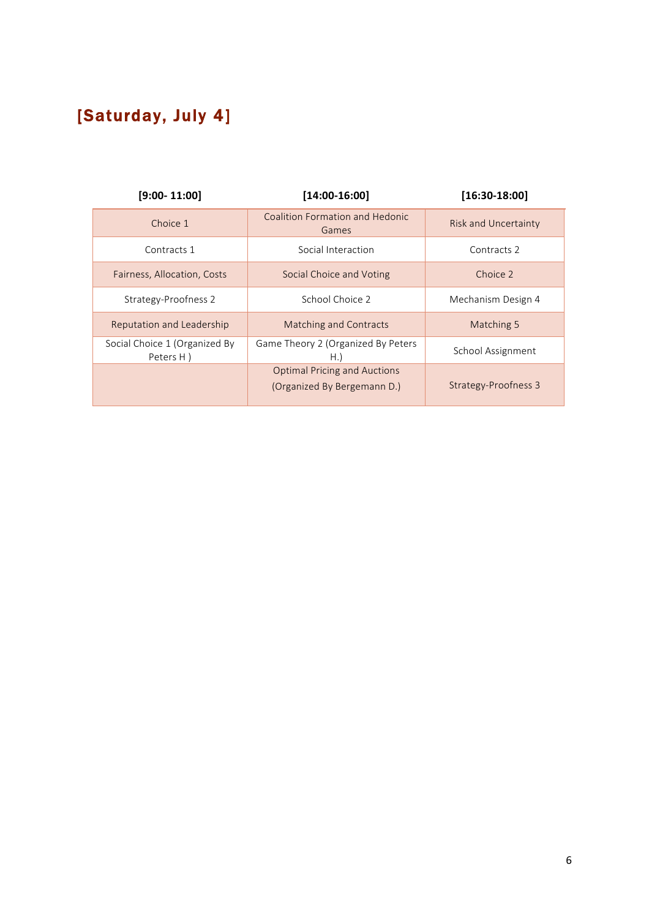# [Saturday, July 4]

| [9:00- 11:00] | [14:00-16:00] | [16:30-18:00] |
|---|---|---|
| Choice 1 | Coalition Formation and Hedonic Games | Risk and Uncertainty |
| Contracts 1 | Social Interaction | Contracts 2 |
| Fairness, Allocation, Costs | Social Choice and Voting | Choice 2 |
| Strategy-Proofness 2 | School Choice 2 | Mechanism Design 4 |
| Reputation and Leadership | Matching and Contracts | Matching 5 |
| Social Choice 1 (Organized By Peters H ) | Game Theory 2 (Organized By Peters H.) | School Assignment |
| | Optimal Pricing and Auctions (Organized By Bergemann D.) | Strategy-Proofness 3 |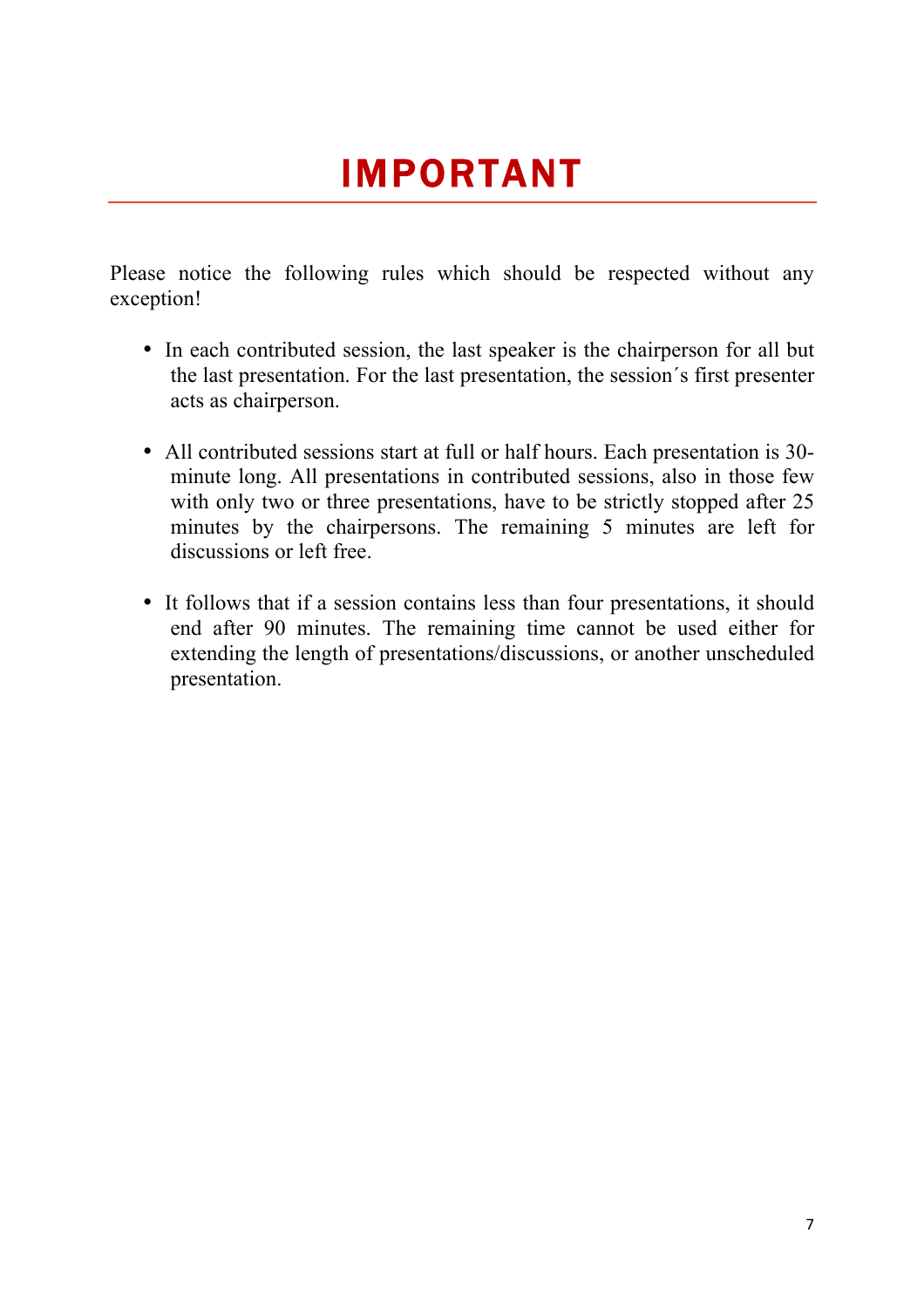# IMPORTANT

Please notice the following rules which should be respected without any exception!

- In each contributed session, the last speaker is the chairperson for all but the last presentation. For the last presentation, the session´s first presenter acts as chairperson.

- All contributed sessions start at full or half hours. Each presentation is 30-minute long. All presentations in contributed sessions, also in those few with only two or three presentations, have to be strictly stopped after 25 minutes by the chairpersons. The remaining 5 minutes are left for discussions or left free.

- It follows that if a session contains less than four presentations, it should end after 90 minutes. The remaining time cannot be used either for extending the length of presentations/discussions, or another unscheduled presentation.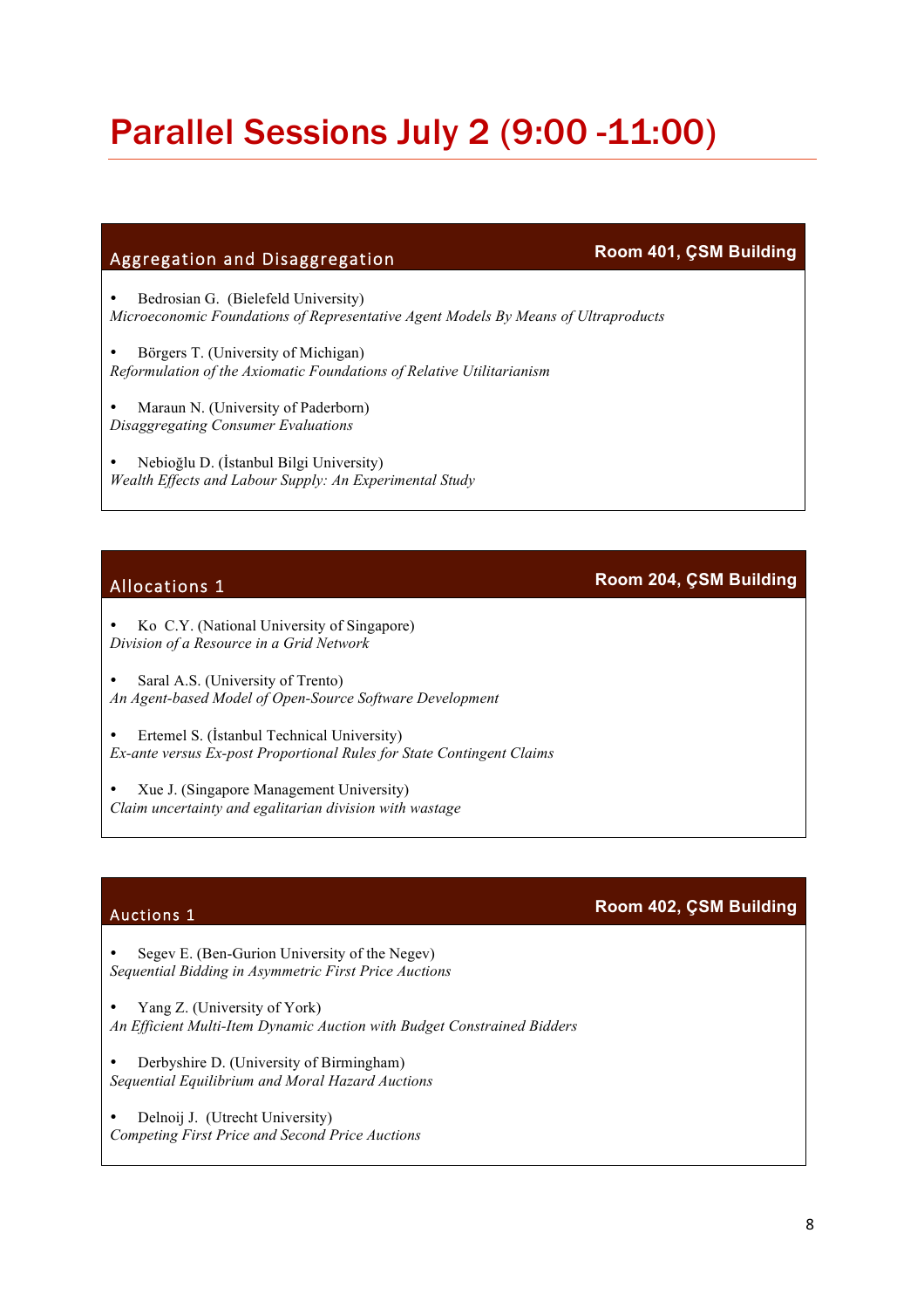# Parallel Sessions July 2 (9:00 -11:00)

## Aggregation and Disaggregation

**Room 401, ÇSM Building**

- Bedrosian G. (Bielefeld University)
*Microeconomic Foundations of Representative Agent Models By Means of Ultraproducts*

- Börgers T. (University of Michigan)
*Reformulation of the Axiomatic Foundations of Relative Utilitarianism*

- Maraun N. (University of Paderborn)
*Disaggregating Consumer Evaluations*

- Nebioğlu D. (İstanbul Bilgi University)
*Wealth Effects and Labour Supply: An Experimental Study*

## Allocations 1

**Room 204, ÇSM Building**

- Ko C.Y. (National University of Singapore)
*Division of a Resource in a Grid Network*

- Saral A.S. (University of Trento)
*An Agent-based Model of Open-Source Software Development*

- Ertemel S. (İstanbul Technical University)
*Ex-ante versus Ex-post Proportional Rules for State Contingent Claims*

- Xue J. (Singapore Management University)
*Claim uncertainty and egalitarian division with wastage*

## Auctions 1

**Room 402, ÇSM Building**

- Segev E. (Ben-Gurion University of the Negev)
*Sequential Bidding in Asymmetric First Price Auctions*

- Yang Z. (University of York)
*An Efficient Multi-Item Dynamic Auction with Budget Constrained Bidders*

- Derbyshire D. (University of Birmingham)
*Sequential Equilibrium and Moral Hazard Auctions*

- Delnoij J. (Utrecht University)
*Competing First Price and Second Price Auctions*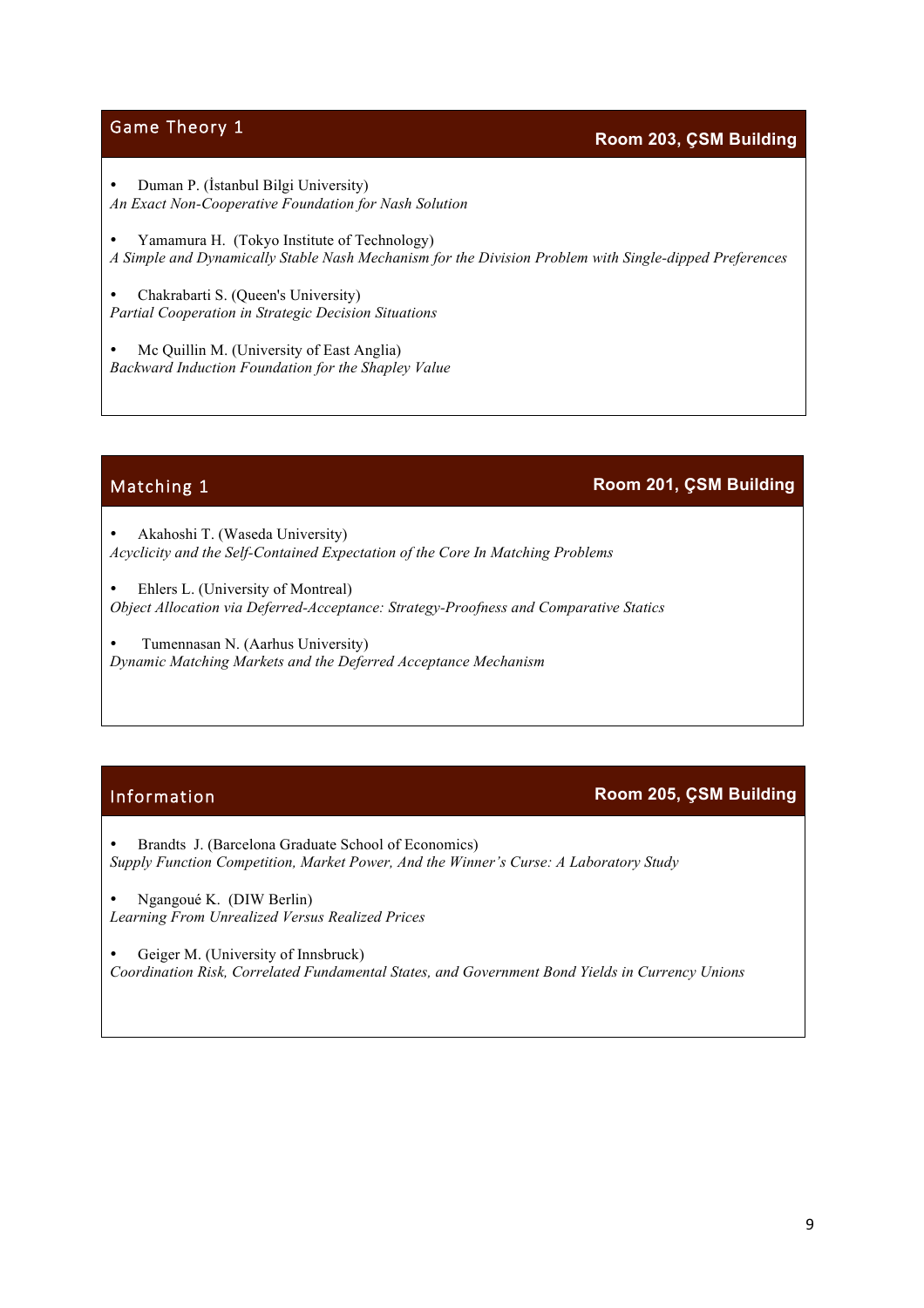## Game Theory 1

**Room 203, ÇSM Building**

- Duman P. (İstanbul Bilgi University)
*An Exact Non-Cooperative Foundation for Nash Solution*

- Yamamura H. (Tokyo Institute of Technology)
*A Simple and Dynamically Stable Nash Mechanism for the Division Problem with Single-dipped Preferences*

- Chakrabarti S. (Queen's University)
*Partial Cooperation in Strategic Decision Situations*

- Mc Quillin M. (University of East Anglia)
*Backward Induction Foundation for the Shapley Value*

## Matching 1

**Room 201, ÇSM Building**

- Akahoshi T. (Waseda University)
*Acyclicity and the Self-Contained Expectation of the Core In Matching Problems*

- Ehlers L. (University of Montreal)
*Object Allocation via Deferred-Acceptance: Strategy-Proofness and Comparative Statics*

- Tumennasan N. (Aarhus University)
*Dynamic Matching Markets and the Deferred Acceptance Mechanism*

## Information

**Room 205, ÇSM Building**

- Brandts J. (Barcelona Graduate School of Economics)
*Supply Function Competition, Market Power, And the Winner's Curse: A Laboratory Study*

- Ngangoué K. (DIW Berlin)
*Learning From Unrealized Versus Realized Prices*

- Geiger M. (University of Innsbruck)
*Coordination Risk, Correlated Fundamental States, and Government Bond Yields in Currency Unions*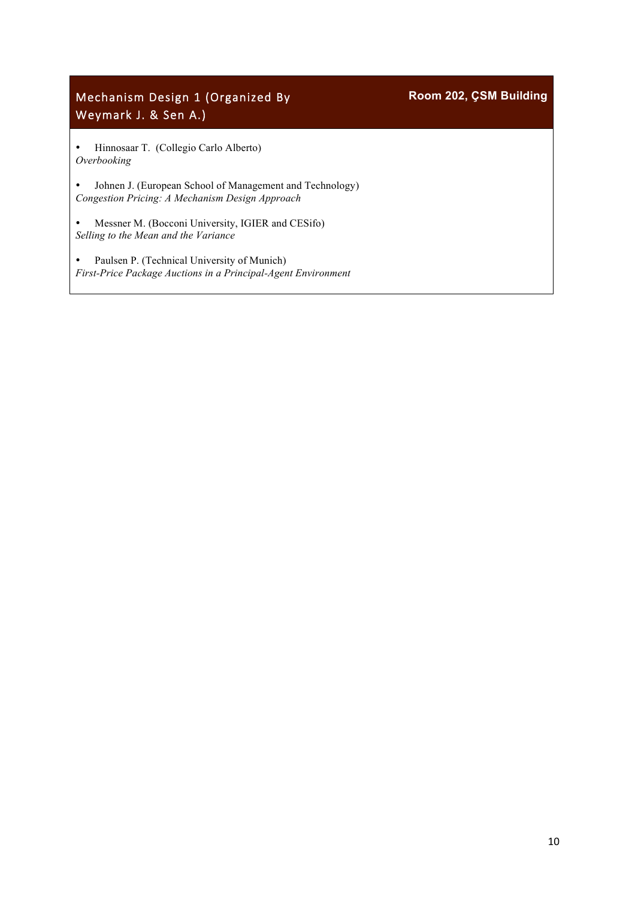## Mechanism Design 1 (Organized By Weymark J. & Sen A.)

**Room 202, ÇSM Building**

- Hinnosaar T. (Collegio Carlo Alberto)
*Overbooking*

- Johnen J. (European School of Management and Technology)
*Congestion Pricing: A Mechanism Design Approach*

- Messner M. (Bocconi University, IGIER and CESifo)
*Selling to the Mean and the Variance*

- Paulsen P. (Technical University of Munich)
*First-Price Package Auctions in a Principal-Agent Environment*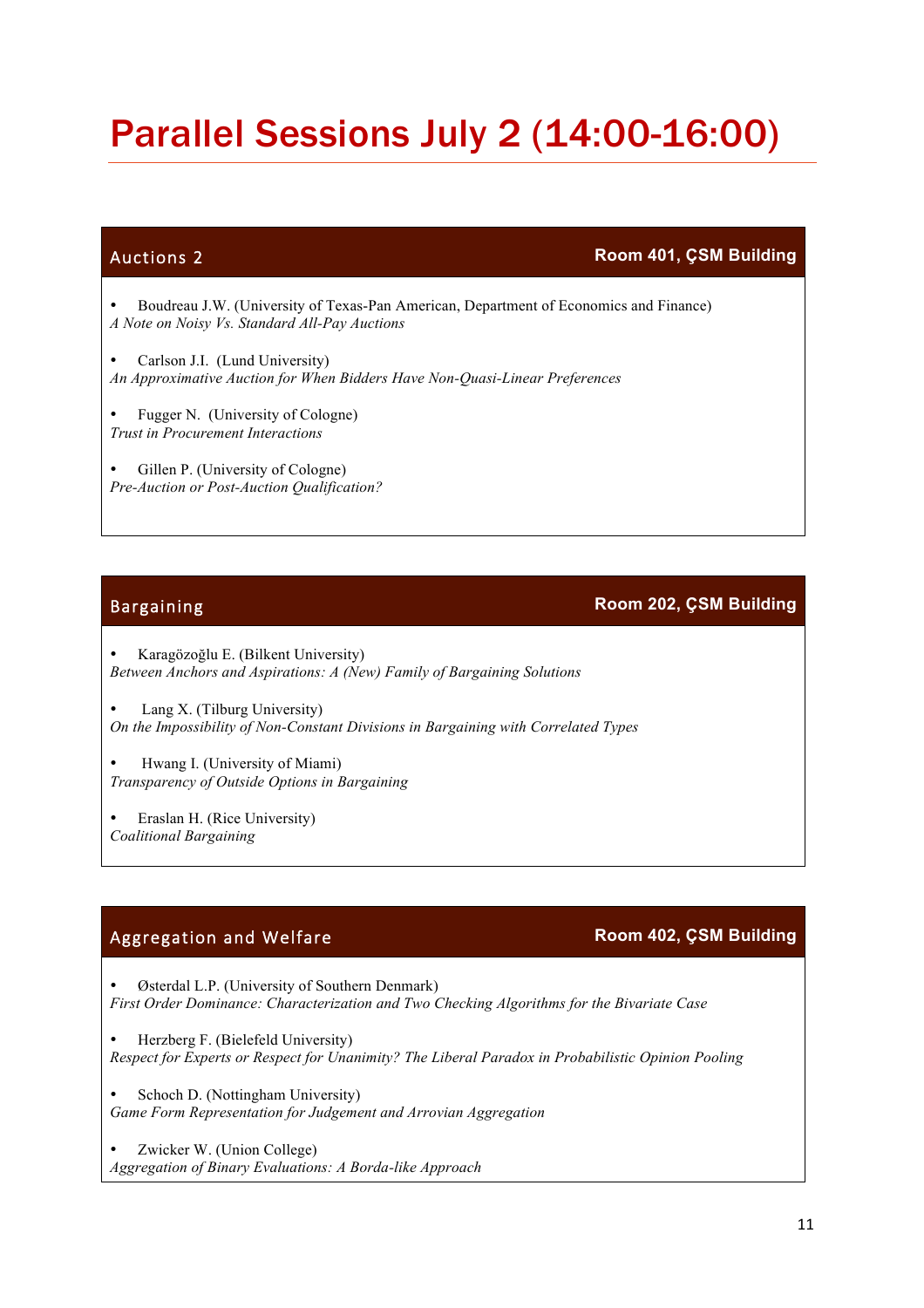# Parallel Sessions July 2 (14:00-16:00)

## Auctions 2 — Room 401, ÇSM Building

- Boudreau J.W. (University of Texas-Pan American, Department of Economics and Finance)
*A Note on Noisy Vs. Standard All-Pay Auctions*

- Carlson J.I. (Lund University)
*An Approximative Auction for When Bidders Have Non-Quasi-Linear Preferences*

- Fugger N. (University of Cologne)
*Trust in Procurement Interactions*

- Gillen P. (University of Cologne)
*Pre-Auction or Post-Auction Qualification?*

## Bargaining — Room 202, ÇSM Building

- Karagözoğlu E. (Bilkent University)
*Between Anchors and Aspirations: A (New) Family of Bargaining Solutions*

- Lang X. (Tilburg University)
*On the Impossibility of Non-Constant Divisions in Bargaining with Correlated Types*

- Hwang I. (University of Miami)
*Transparency of Outside Options in Bargaining*

- Eraslan H. (Rice University)
*Coalitional Bargaining*

## Aggregation and Welfare — Room 402, ÇSM Building

- Østerdal L.P. (University of Southern Denmark)
*First Order Dominance: Characterization and Two Checking Algorithms for the Bivariate Case*

- Herzberg F. (Bielefeld University)
*Respect for Experts or Respect for Unanimity? The Liberal Paradox in Probabilistic Opinion Pooling*

- Schoch D. (Nottingham University)
*Game Form Representation for Judgement and Arrovian Aggregation*

- Zwicker W. (Union College)
*Aggregation of Binary Evaluations: A Borda-like Approach*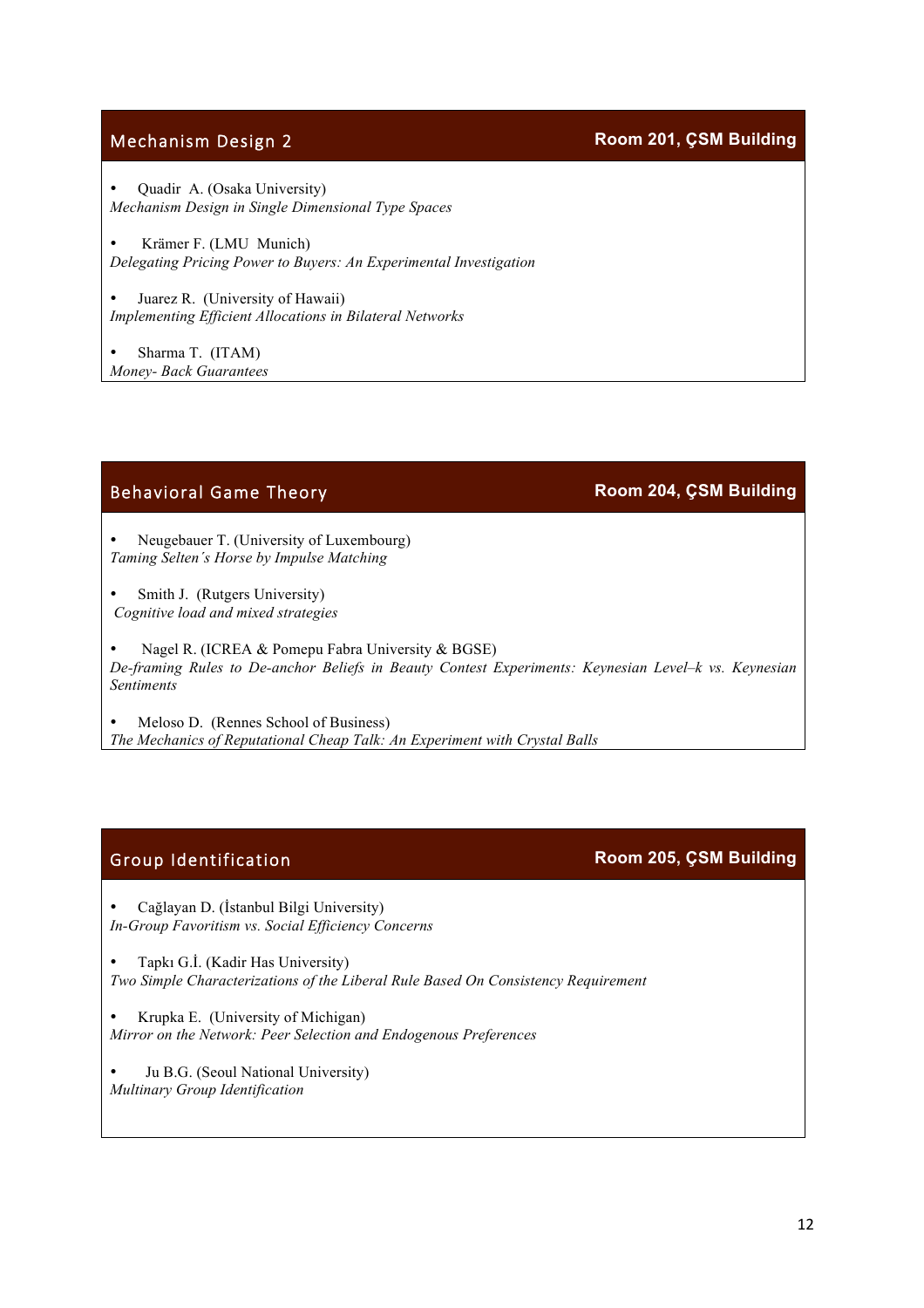## Mechanism Design 2 — Room 201, ÇSM Building

- Quadir A. (Osaka University)
*Mechanism Design in Single Dimensional Type Spaces*

- Krämer F. (LMU Munich)
*Delegating Pricing Power to Buyers: An Experimental Investigation*

- Juarez R. (University of Hawaii)
*Implementing Efficient Allocations in Bilateral Networks*

- Sharma T. (ITAM)
*Money- Back Guarantees*

## Behavioral Game Theory — Room 204, ÇSM Building

- Neugebauer T. (University of Luxembourg)
*Taming Selten´s Horse by Impulse Matching*

- Smith J. (Rutgers University)
*Cognitive load and mixed strategies*

- Nagel R. (ICREA & Pomepu Fabra University & BGSE)
*De-framing Rules to De-anchor Beliefs in Beauty Contest Experiments: Keynesian Level–k vs. Keynesian Sentiments*

- Meloso D. (Rennes School of Business)
*The Mechanics of Reputational Cheap Talk: An Experiment with Crystal Balls*

## Group Identification — Room 205, ÇSM Building

- Cağlayan D. (İstanbul Bilgi University)
*In-Group Favoritism vs. Social Efficiency Concerns*

- Tapkı G.İ. (Kadir Has University)
*Two Simple Characterizations of the Liberal Rule Based On Consistency Requirement*

- Krupka E. (University of Michigan)
*Mirror on the Network: Peer Selection and Endogenous Preferences*

- Ju B.G. (Seoul National University)
*Multinary Group Identification*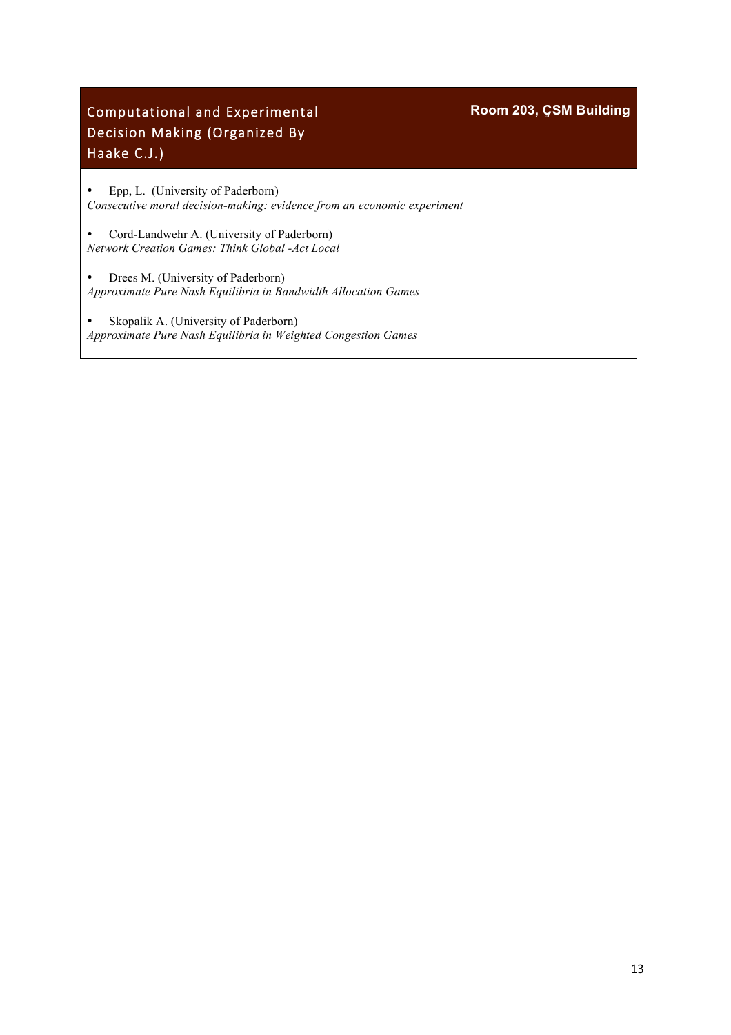## Computational and Experimental Decision Making (Organized By Haake C.J.)

**Room 203, ÇSM Building**

- Epp, L. (University of Paderborn)
*Consecutive moral decision-making: evidence from an economic experiment*

- Cord-Landwehr A. (University of Paderborn)
*Network Creation Games: Think Global -Act Local*

- Drees M. (University of Paderborn)
*Approximate Pure Nash Equilibria in Bandwidth Allocation Games*

- Skopalik A. (University of Paderborn)
*Approximate Pure Nash Equilibria in Weighted Congestion Games*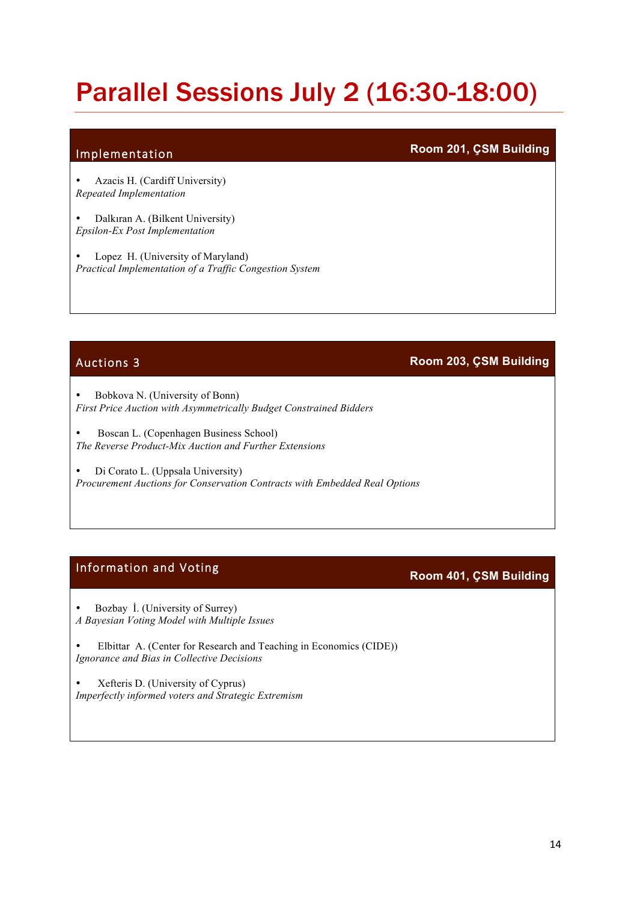# Parallel Sessions July 2 (16:30-18:00)

## Implementation — Room 201, ÇSM Building

- Azacis H. (Cardiff University)
  *Repeated Implementation*

- Dalkıran A. (Bilkent University)
  *Epsilon-Ex Post Implementation*

- Lopez H. (University of Maryland)
  *Practical Implementation of a Traffic Congestion System*

## Auctions 3 — Room 203, ÇSM Building

- Bobkova N. (University of Bonn)
  *First Price Auction with Asymmetrically Budget Constrained Bidders*

- Boscan L. (Copenhagen Business School)
  *The Reverse Product-Mix Auction and Further Extensions*

- Di Corato L. (Uppsala University)
  *Procurement Auctions for Conservation Contracts with Embedded Real Options*

## Information and Voting — Room 401, ÇSM Building

- Bozbay İ. (University of Surrey)
  *A Bayesian Voting Model with Multiple Issues*

- Elbittar A. (Center for Research and Teaching in Economics (CIDE))
  *Ignorance and Bias in Collective Decisions*

- Xefteris D. (University of Cyprus)
  *Imperfectly informed voters and Strategic Extremism*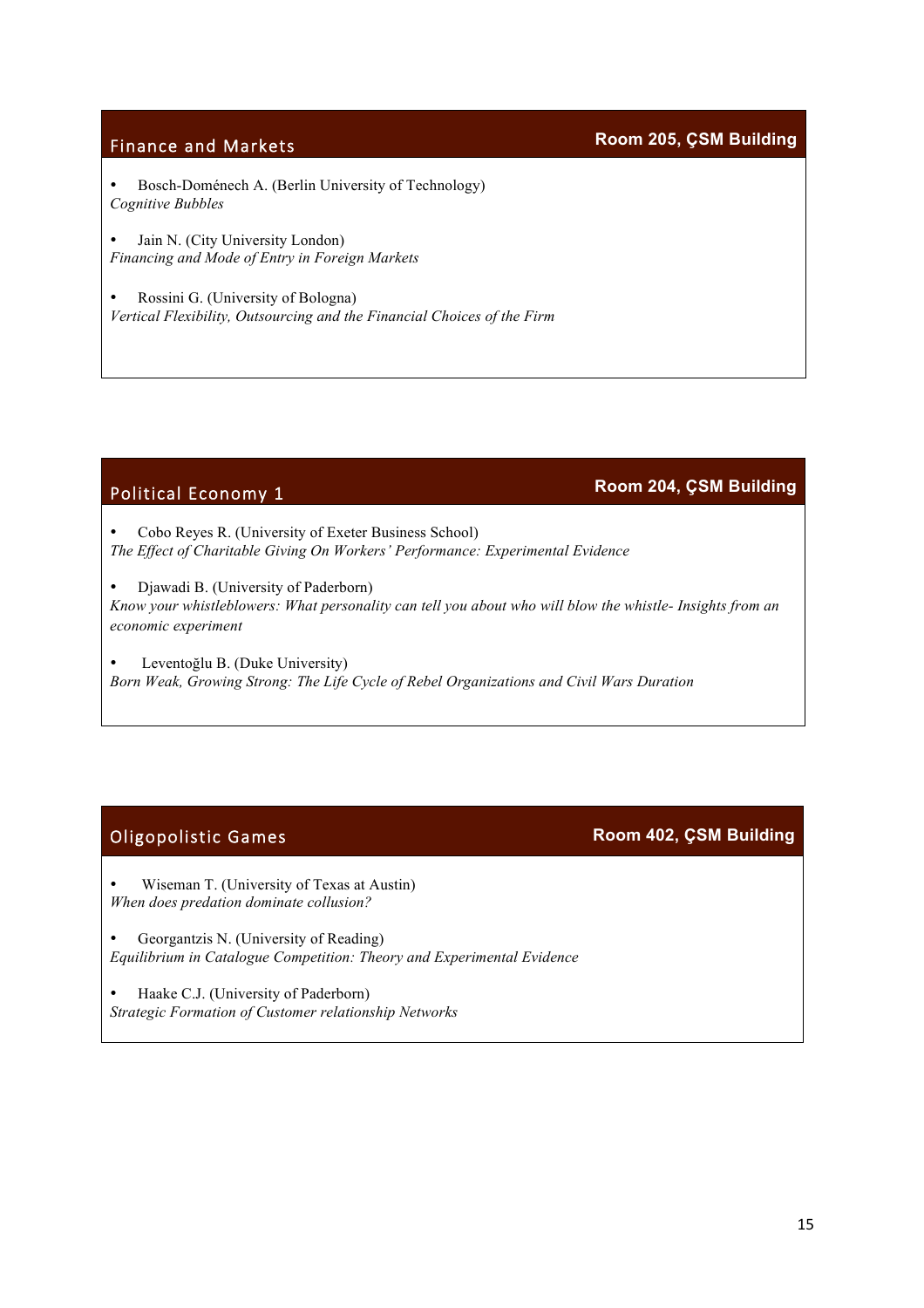## Finance and Markets

**Room 205, ÇSM Building**

- Bosch-Doménech A. (Berlin University of Technology)
*Cognitive Bubbles*

- Jain N. (City University London)
*Financing and Mode of Entry in Foreign Markets*

- Rossini G. (University of Bologna)
*Vertical Flexibility, Outsourcing and the Financial Choices of the Firm*

## Political Economy 1

**Room 204, ÇSM Building**

- Cobo Reyes R. (University of Exeter Business School)
*The Effect of Charitable Giving On Workers' Performance: Experimental Evidence*

- Djawadi B. (University of Paderborn)
*Know your whistleblowers: What personality can tell you about who will blow the whistle- Insights from an economic experiment*

- Leventoğlu B. (Duke University)
*Born Weak, Growing Strong: The Life Cycle of Rebel Organizations and Civil Wars Duration*

## Oligopolistic Games

**Room 402, ÇSM Building**

- Wiseman T. (University of Texas at Austin)
*When does predation dominate collusion?*

- Georgantzis N. (University of Reading)
*Equilibrium in Catalogue Competition: Theory and Experimental Evidence*

- Haake C.J. (University of Paderborn)
*Strategic Formation of Customer relationship Networks*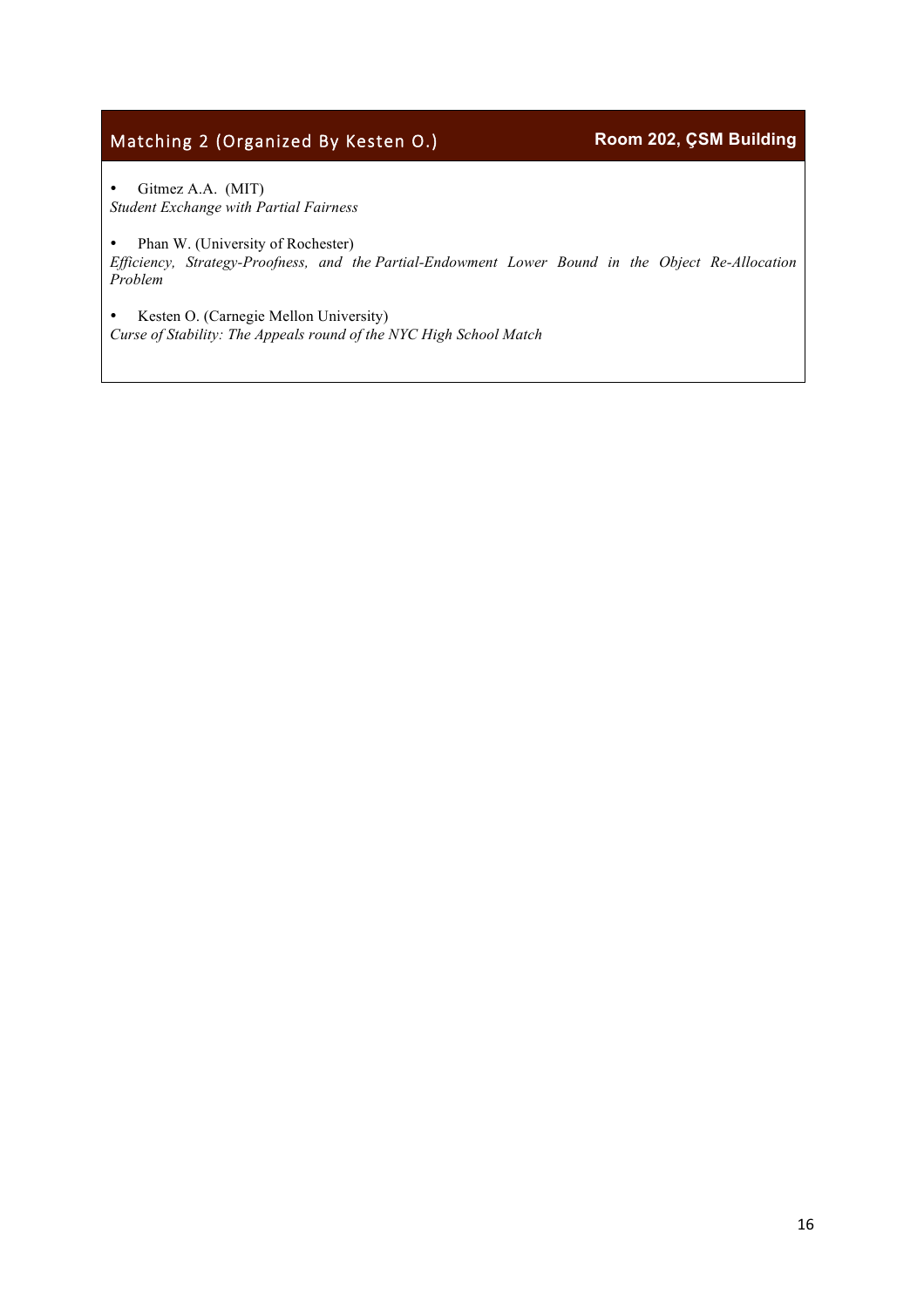## Matching 2 (Organized By Kesten O.) — Room 202, ÇSM Building

- Gitmez A.A. (MIT)

*Student Exchange with Partial Fairness*

- Phan W. (University of Rochester)

*Efficiency, Strategy-Proofness, and the Partial-Endowment Lower Bound in the Object Re-Allocation Problem*

- Kesten O. (Carnegie Mellon University)

*Curse of Stability: The Appeals round of the NYC High School Match*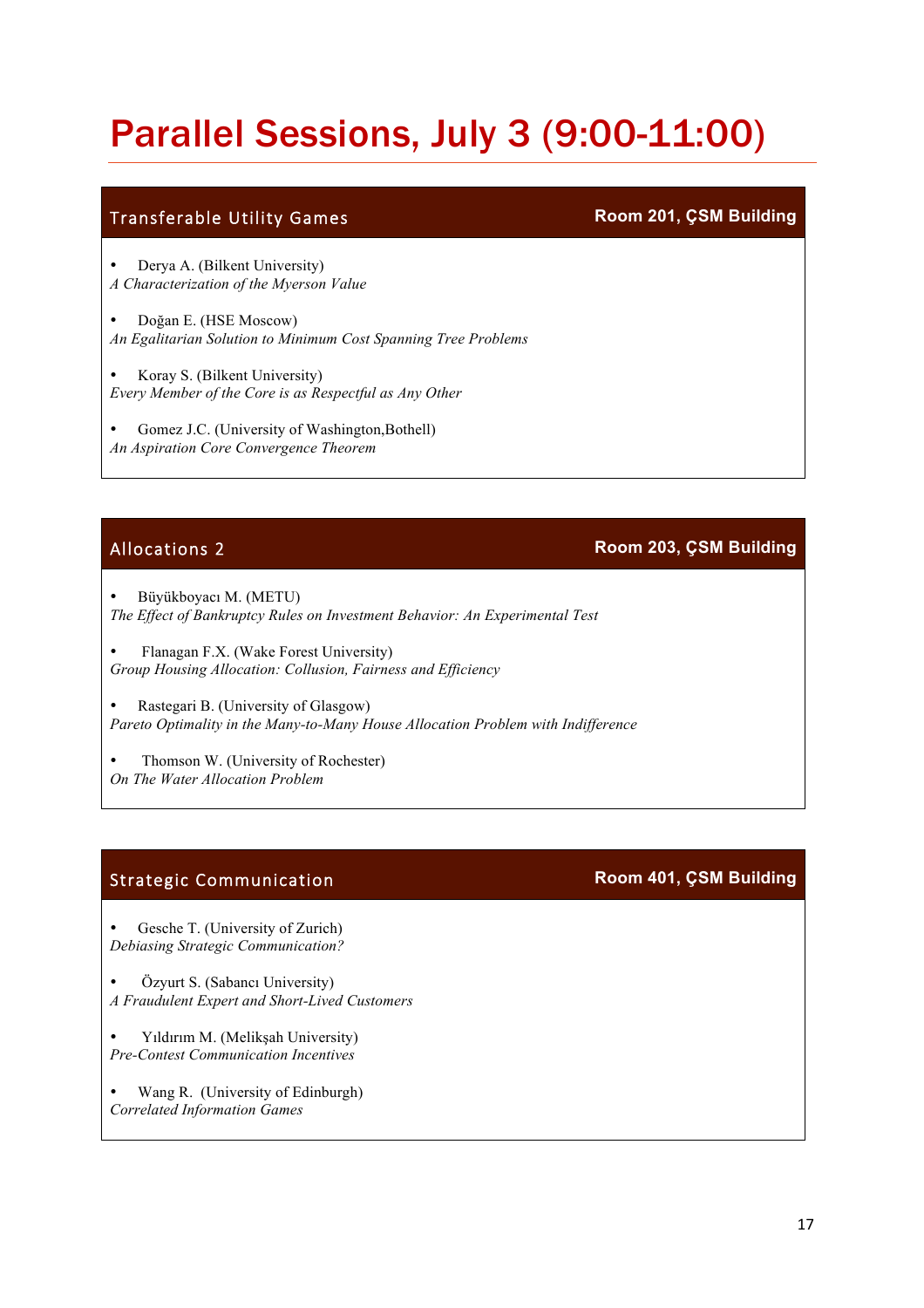# Parallel Sessions, July 3 (9:00-11:00)

## Transferable Utility Games — Room 201, ÇSM Building

- Derya A. (Bilkent University)
  *A Characterization of the Myerson Value*
- Doğan E. (HSE Moscow)
  *An Egalitarian Solution to Minimum Cost Spanning Tree Problems*
- Koray S. (Bilkent University)
  *Every Member of the Core is as Respectful as Any Other*
- Gomez J.C. (University of Washington,Bothell)
  *An Aspiration Core Convergence Theorem*

## Allocations 2 — Room 203, ÇSM Building

- Büyükboyacı M. (METU)
  *The Effect of Bankruptcy Rules on Investment Behavior: An Experimental Test*
- Flanagan F.X. (Wake Forest University)
  *Group Housing Allocation: Collusion, Fairness and Efficiency*
- Rastegari B. (University of Glasgow)
  *Pareto Optimality in the Many-to-Many House Allocation Problem with Indifference*
- Thomson W. (University of Rochester)
  *On The Water Allocation Problem*

## Strategic Communication — Room 401, ÇSM Building

- Gesche T. (University of Zurich)
  *Debiasing Strategic Communication?*
- Özyurt S. (Sabancı University)
  *A Fraudulent Expert and Short-Lived Customers*
- Yıldırım M. (Melikşah University)
  *Pre-Contest Communication Incentives*
- Wang R. (University of Edinburgh)
  *Correlated Information Games*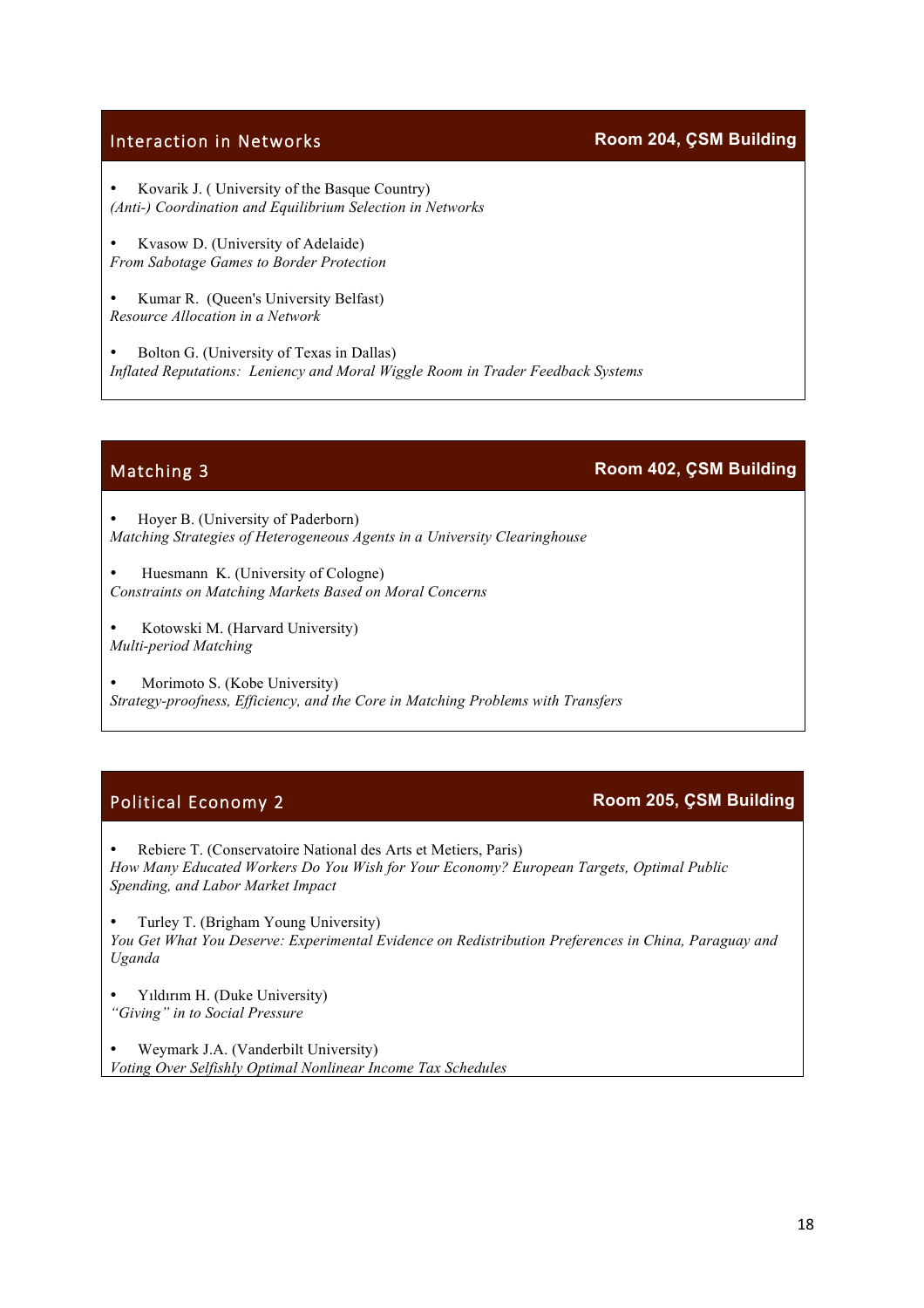## Interaction in Networks — Room 204, ÇSM Building

- Kovarik J. ( University of the Basque Country)
*(Anti-) Coordination and Equilibrium Selection in Networks*

- Kvasow D. (University of Adelaide)
*From Sabotage Games to Border Protection*

- Kumar R. (Queen's University Belfast)
*Resource Allocation in a Network*

- Bolton G. (University of Texas in Dallas)
*Inflated Reputations: Leniency and Moral Wiggle Room in Trader Feedback Systems*

## Matching 3 — Room 402, ÇSM Building

- Hoyer B. (University of Paderborn)
*Matching Strategies of Heterogeneous Agents in a University Clearinghouse*

- Huesmann K. (University of Cologne)
*Constraints on Matching Markets Based on Moral Concerns*

- Kotowski M. (Harvard University)
*Multi-period Matching*

- Morimoto S. (Kobe University)
*Strategy-proofness, Efficiency, and the Core in Matching Problems with Transfers*

## Political Economy 2 — Room 205, ÇSM Building

- Rebiere T. (Conservatoire National des Arts et Metiers, Paris)
*How Many Educated Workers Do You Wish for Your Economy? European Targets, Optimal Public Spending, and Labor Market Impact*

- Turley T. (Brigham Young University)
*You Get What You Deserve: Experimental Evidence on Redistribution Preferences in China, Paraguay and Uganda*

- Yıldırım H. (Duke University)
*"Giving" in to Social Pressure*

- Weymark J.A. (Vanderbilt University)
*Voting Over Selfishly Optimal Nonlinear Income Tax Schedules*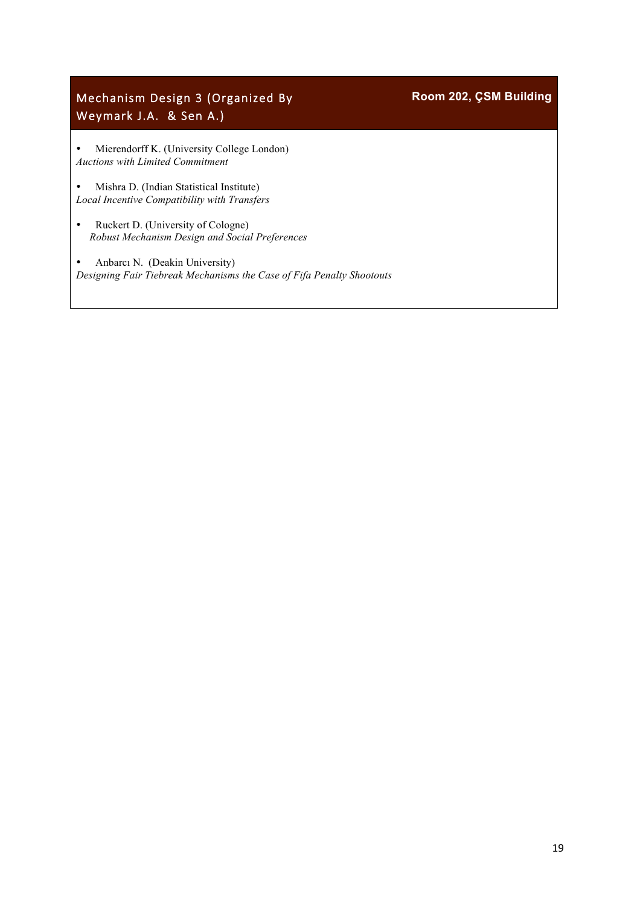## Mechanism Design 3 (Organized By Weymark J.A. & Sen A.)

**Room 202, ÇSM Building**

- Mierendorff K. (University College London)
  *Auctions with Limited Commitment*

- Mishra D. (Indian Statistical Institute)
  *Local Incentive Compatibility with Transfers*

- Ruckert D. (University of Cologne)
  *Robust Mechanism Design and Social Preferences*

- Anbarcı N. (Deakin University)
  *Designing Fair Tiebreak Mechanisms the Case of Fifa Penalty Shootouts*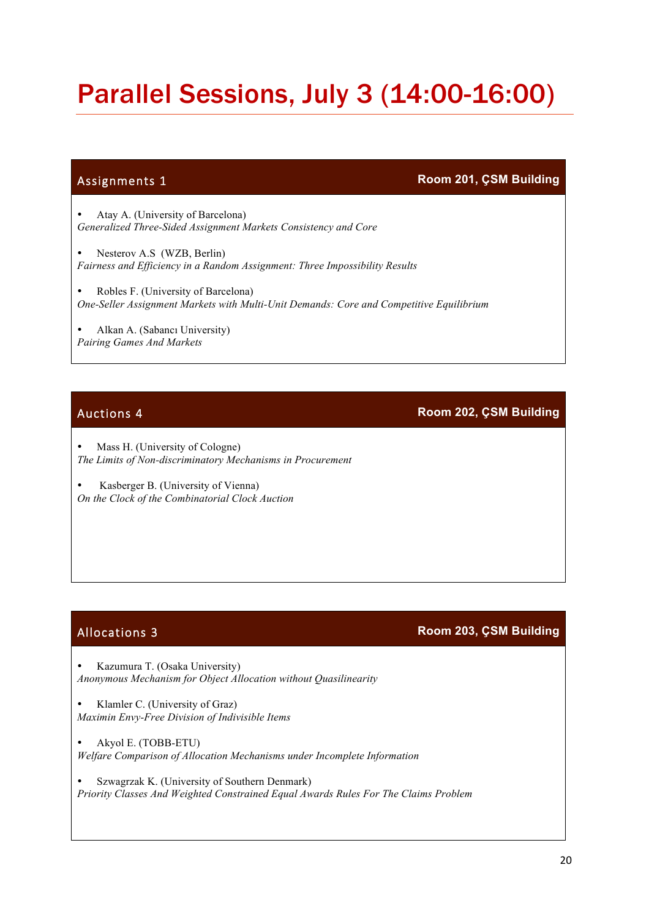# Parallel Sessions, July 3 (14:00-16:00)

## Assignments 1 — Room 201, ÇSM Building

- Atay A. (University of Barcelona)
*Generalized Three-Sided Assignment Markets Consistency and Core*

- Nesterov A.S (WZB, Berlin)
*Fairness and Efficiency in a Random Assignment: Three Impossibility Results*

- Robles F. (University of Barcelona)
*One-Seller Assignment Markets with Multi-Unit Demands: Core and Competitive Equilibrium*

- Alkan A. (Sabancı University)
*Pairing Games And Markets*

## Auctions 4 — Room 202, ÇSM Building

- Mass H. (University of Cologne)
*The Limits of Non-discriminatory Mechanisms in Procurement*

- Kasberger B. (University of Vienna)
*On the Clock of the Combinatorial Clock Auction*

## Allocations 3 — Room 203, ÇSM Building

- Kazumura T. (Osaka University)
*Anonymous Mechanism for Object Allocation without Quasilinearity*

- Klamler C. (University of Graz)
*Maximin Envy-Free Division of Indivisible Items*

- Akyol E. (TOBB-ETU)
*Welfare Comparison of Allocation Mechanisms under Incomplete Information*

- Szwagrzak K. (University of Southern Denmark)
*Priority Classes And Weighted Constrained Equal Awards Rules For The Claims Problem*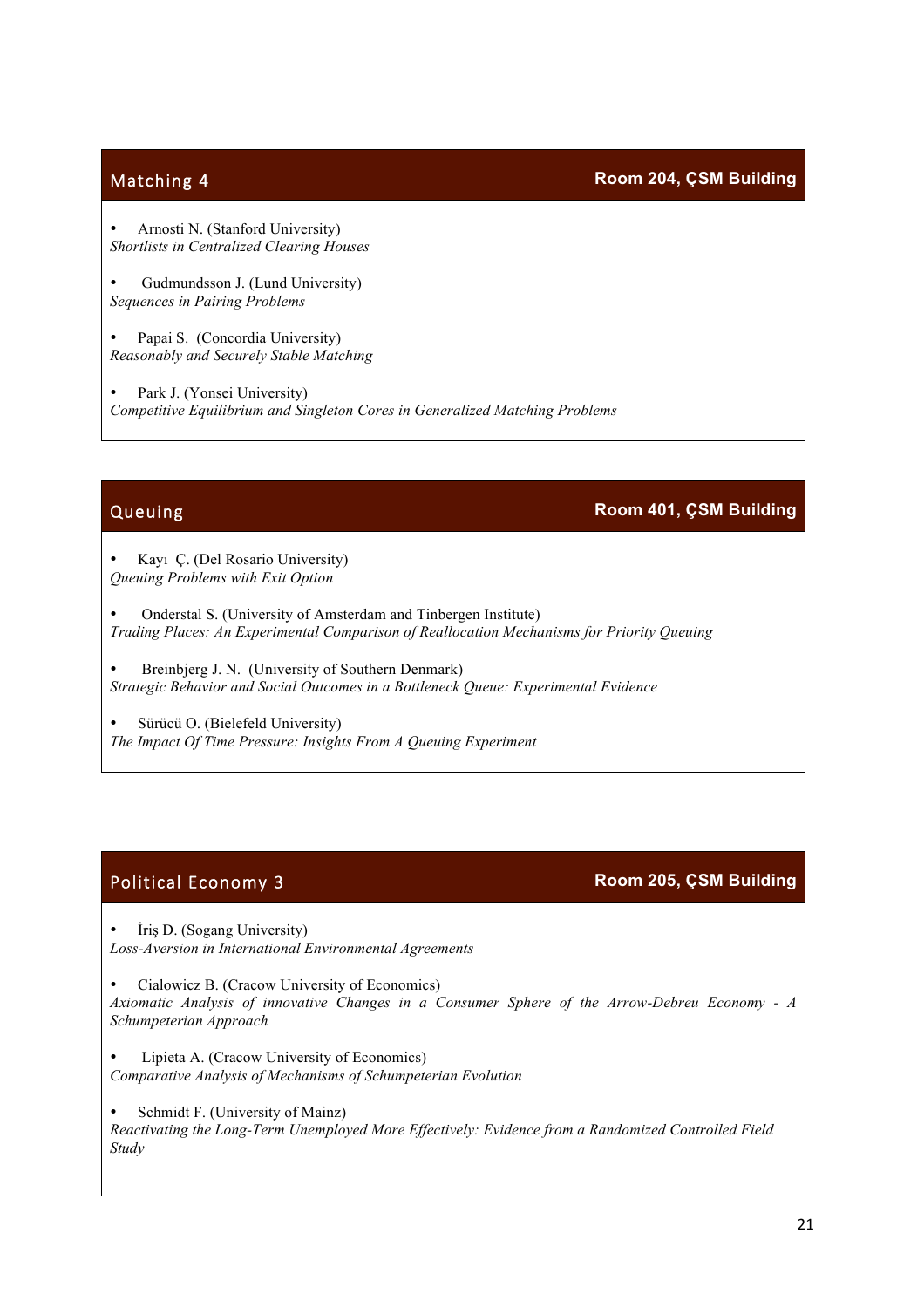## Matching 4 — Room 204, ÇSM Building

- Arnosti N. (Stanford University)
*Shortlists in Centralized Clearing Houses*

- Gudmundsson J. (Lund University)
*Sequences in Pairing Problems*

- Papai S. (Concordia University)
*Reasonably and Securely Stable Matching*

- Park J. (Yonsei University)
*Competitive Equilibrium and Singleton Cores in Generalized Matching Problems*

## Queuing — Room 401, ÇSM Building

- Kayı Ç. (Del Rosario University)
*Queuing Problems with Exit Option*

- Onderstal S. (University of Amsterdam and Tinbergen Institute)
*Trading Places: An Experimental Comparison of Reallocation Mechanisms for Priority Queuing*

- Breinbjerg J. N. (University of Southern Denmark)
*Strategic Behavior and Social Outcomes in a Bottleneck Queue: Experimental Evidence*

- Sürücü O. (Bielefeld University)
*The Impact Of Time Pressure: Insights From A Queuing Experiment*

## Political Economy 3 — Room 205, ÇSM Building

- İriş D. (Sogang University)
*Loss-Aversion in International Environmental Agreements*

- Cialowicz B. (Cracow University of Economics)
*Axiomatic Analysis of innovative Changes in a Consumer Sphere of the Arrow-Debreu Economy - A Schumpeterian Approach*

- Lipieta A. (Cracow University of Economics)
*Comparative Analysis of Mechanisms of Schumpeterian Evolution*

- Schmidt F. (University of Mainz)
*Reactivating the Long-Term Unemployed More Effectively: Evidence from a Randomized Controlled Field Study*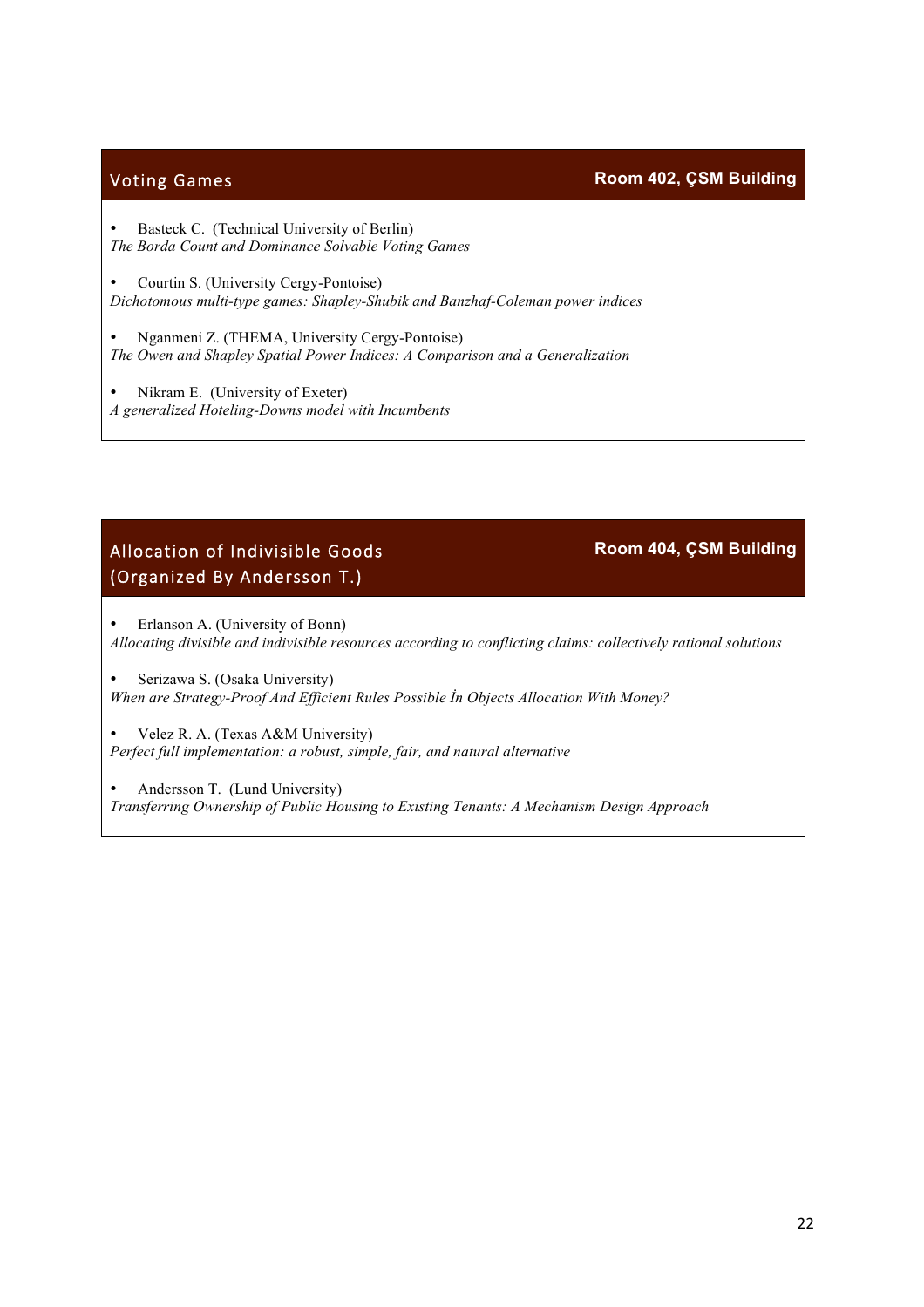## Voting Games

**Room 402, ÇSM Building**

- Basteck C. (Technical University of Berlin)
*The Borda Count and Dominance Solvable Voting Games*

- Courtin S. (University Cergy-Pontoise)
*Dichotomous multi-type games: Shapley-Shubik and Banzhaf-Coleman power indices*

- Nganmeni Z. (THEMA, University Cergy-Pontoise)
*The Owen and Shapley Spatial Power Indices: A Comparison and a Generalization*

- Nikram E. (University of Exeter)
*A generalized Hoteling-Downs model with Incumbents*

## Allocation of Indivisible Goods (Organized By Andersson T.)

**Room 404, ÇSM Building**

- Erlanson A. (University of Bonn)
*Allocating divisible and indivisible resources according to conflicting claims: collectively rational solutions*

- Serizawa S. (Osaka University)
*When are Strategy-Proof And Efficient Rules Possible İn Objects Allocation With Money?*

- Velez R. A. (Texas A&M University)
*Perfect full implementation: a robust, simple, fair, and natural alternative*

- Andersson T. (Lund University)
*Transferring Ownership of Public Housing to Existing Tenants: A Mechanism Design Approach*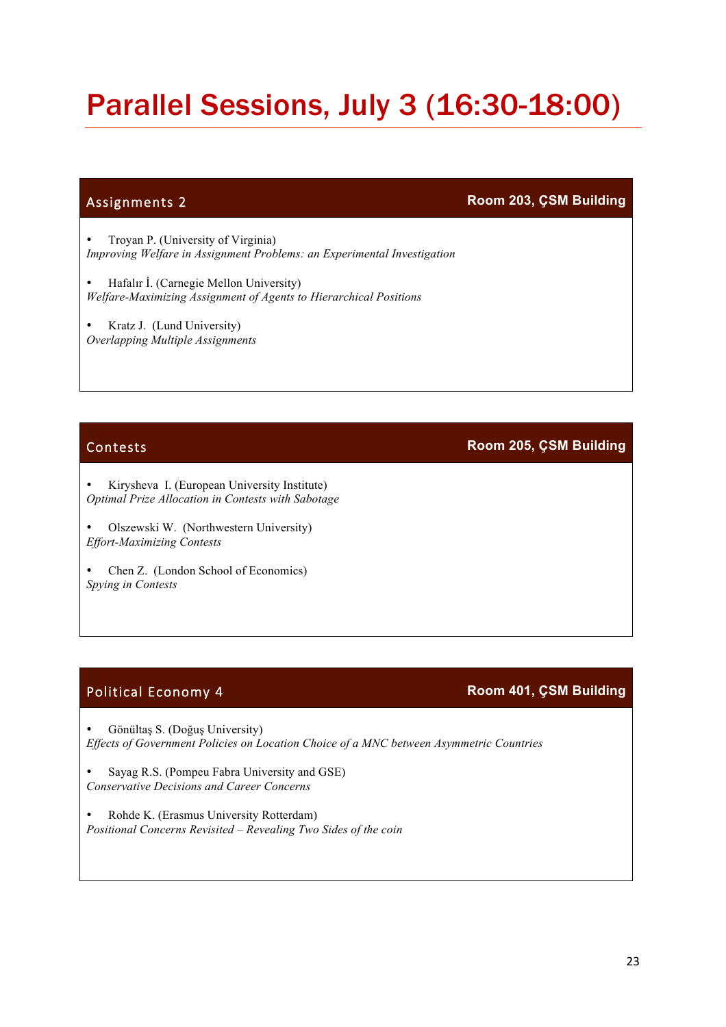# Parallel Sessions, July 3 (16:30-18:00)

## Assignments 2

**Room 203, ÇSM Building**

- Troyan P. (University of Virginia)
*Improving Welfare in Assignment Problems: an Experimental Investigation*

- Hafalır İ. (Carnegie Mellon University)
*Welfare-Maximizing Assignment of Agents to Hierarchical Positions*

- Kratz J. (Lund University)
*Overlapping Multiple Assignments*

## Contests

**Room 205, ÇSM Building**

- Kirysheva I. (European University Institute)
*Optimal Prize Allocation in Contests with Sabotage*

- Olszewski W. (Northwestern University)
*Effort-Maximizing Contests*

- Chen Z. (London School of Economics)
*Spying in Contests*

## Political Economy 4

**Room 401, ÇSM Building**

- Gönültaş S. (Doğuş University)
*Effects of Government Policies on Location Choice of a MNC between Asymmetric Countries*

- Sayag R.S. (Pompeu Fabra University and GSE)
*Conservative Decisions and Career Concerns*

- Rohde K. (Erasmus University Rotterdam)
*Positional Concerns Revisited – Revealing Two Sides of the coin*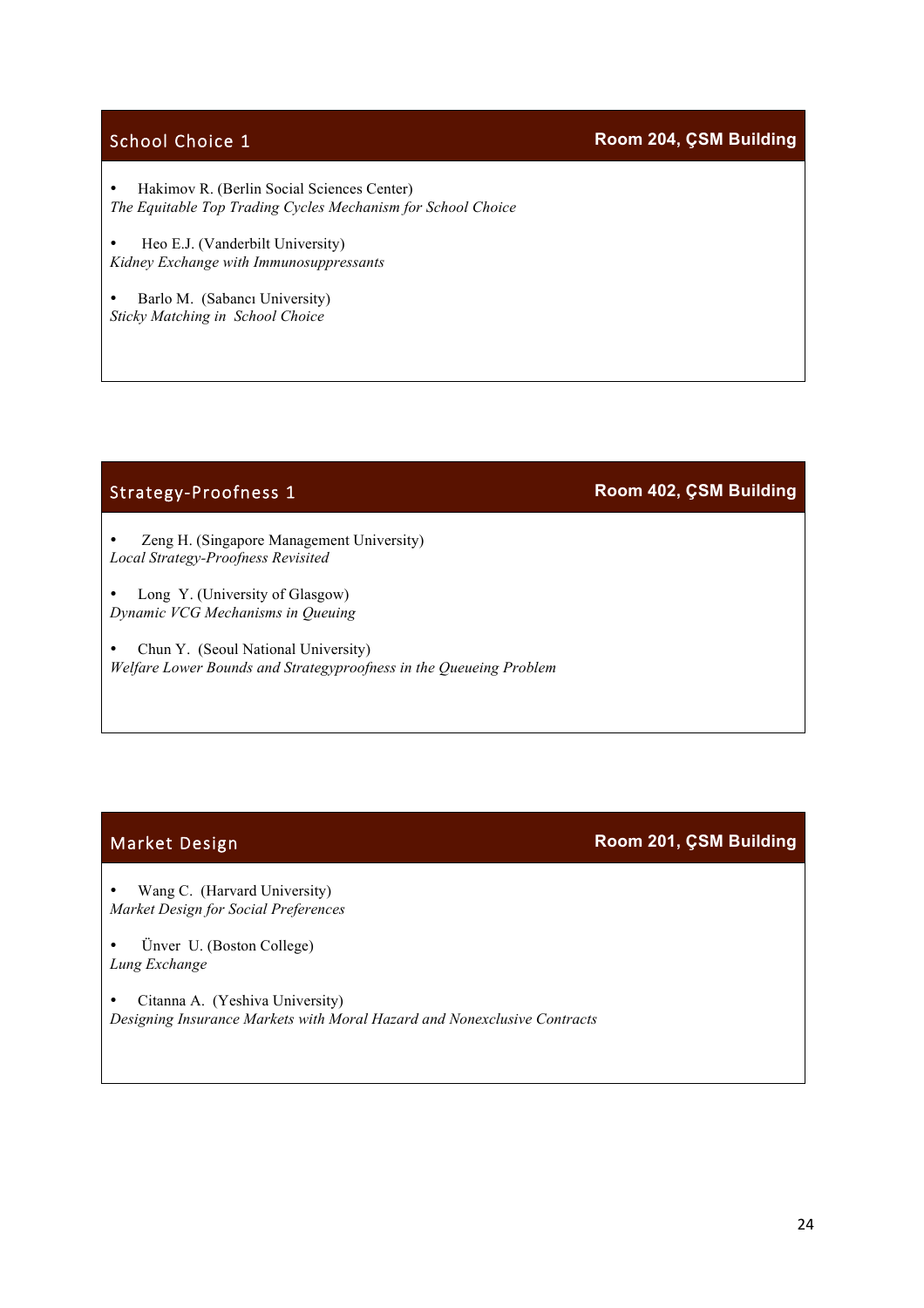## School Choice 1

**Room 204, ÇSM Building**

- Hakimov R. (Berlin Social Sciences Center)
*The Equitable Top Trading Cycles Mechanism for School Choice*

- Heo E.J. (Vanderbilt University)
*Kidney Exchange with Immunosuppressants*

- Barlo M. (Sabancı University)
*Sticky Matching in School Choice*

## Strategy-Proofness 1

**Room 402, ÇSM Building**

- Zeng H. (Singapore Management University)
*Local Strategy-Proofness Revisited*

- Long Y. (University of Glasgow)
*Dynamic VCG Mechanisms in Queuing*

- Chun Y. (Seoul National University)
*Welfare Lower Bounds and Strategyproofness in the Queueing Problem*

## Market Design

**Room 201, ÇSM Building**

- Wang C. (Harvard University)
*Market Design for Social Preferences*

- Ünver U. (Boston College)
*Lung Exchange*

- Citanna A. (Yeshiva University)
*Designing Insurance Markets with Moral Hazard and Nonexclusive Contracts*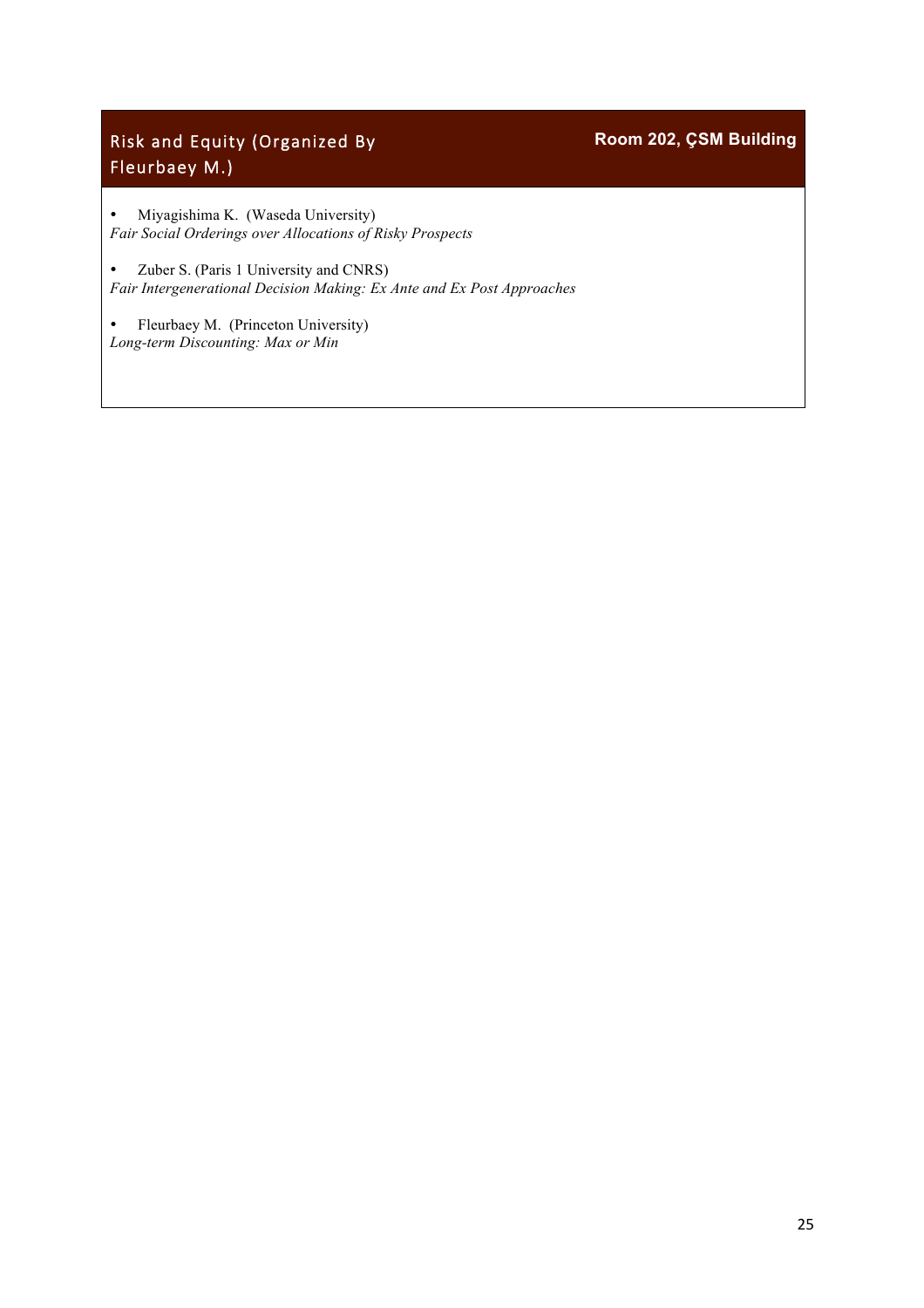## Risk and Equity (Organized By Fleurbaey M.)

**Room 202, ÇSM Building**

- Miyagishima K. (Waseda University)

*Fair Social Orderings over Allocations of Risky Prospects*

- Zuber S. (Paris 1 University and CNRS)

*Fair Intergenerational Decision Making: Ex Ante and Ex Post Approaches*

- Fleurbaey M. (Princeton University)

*Long-term Discounting: Max or Min*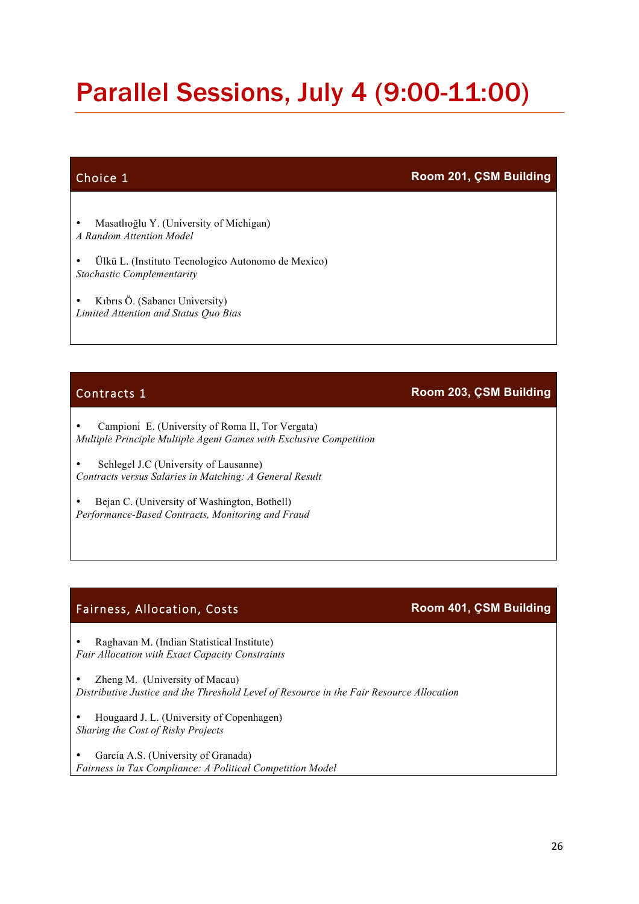# Parallel Sessions, July 4 (9:00-11:00)

## Choice 1 — Room 201, ÇSM Building

- Masatlıoğlu Y. (University of Michigan)
*A Random Attention Model*

- Ülkü L. (Instituto Tecnologico Autonomo de Mexico)
*Stochastic Complementarity*

- Kıbrıs Ö. (Sabancı University)
*Limited Attention and Status Quo Bias*

## Contracts 1 — Room 203, ÇSM Building

- Campioni E. (University of Roma II, Tor Vergata)
*Multiple Principle Multiple Agent Games with Exclusive Competition*

- Schlegel J.C (University of Lausanne)
*Contracts versus Salaries in Matching: A General Result*

- Bejan C. (University of Washington, Bothell)
*Performance-Based Contracts, Monitoring and Fraud*

## Fairness, Allocation, Costs — Room 401, ÇSM Building

- Raghavan M. (Indian Statistical Institute)
*Fair Allocation with Exact Capacity Constraints*

- Zheng M. (University of Macau)
*Distributive Justice and the Threshold Level of Resource in the Fair Resource Allocation*

- Hougaard J. L. (University of Copenhagen)
*Sharing the Cost of Risky Projects*

- García A.S. (University of Granada)
*Fairness in Tax Compliance: A Political Competition Model*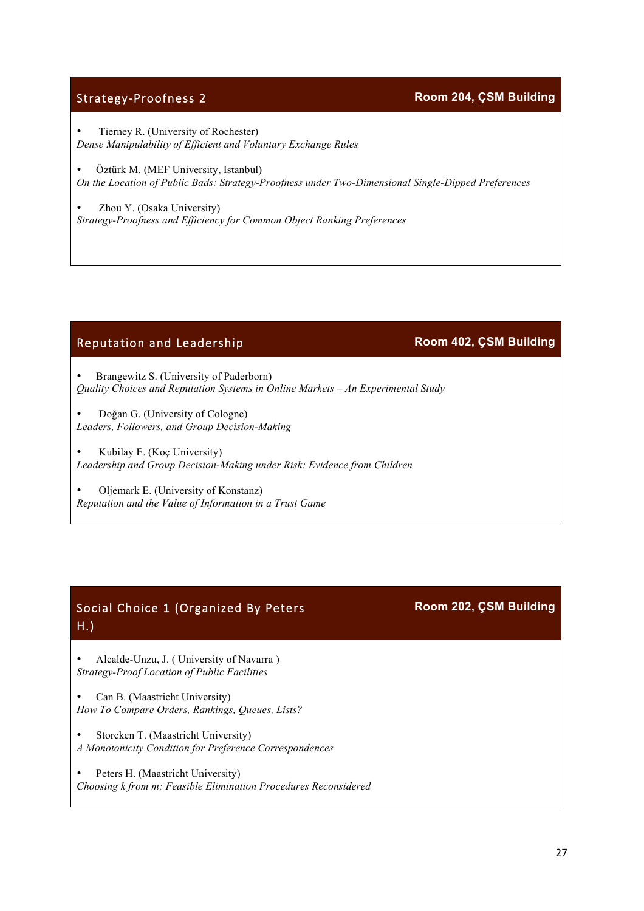## Strategy-Proofness 2

**Room 204, ÇSM Building**

- Tierney R. (University of Rochester)
*Dense Manipulability of Efficient and Voluntary Exchange Rules*

- Öztürk M. (MEF University, Istanbul)
*On the Location of Public Bads: Strategy-Proofness under Two-Dimensional Single-Dipped Preferences*

- Zhou Y. (Osaka University)
*Strategy-Proofness and Efficiency for Common Object Ranking Preferences*

## Reputation and Leadership

**Room 402, ÇSM Building**

- Brangewitz S. (University of Paderborn)
*Quality Choices and Reputation Systems in Online Markets – An Experimental Study*

- Doğan G. (University of Cologne)
*Leaders, Followers, and Group Decision-Making*

- Kubilay E. (Koç University)
*Leadership and Group Decision-Making under Risk: Evidence from Children*

- Oljemark E. (University of Konstanz)
*Reputation and the Value of Information in a Trust Game*

## Social Choice 1 (Organized By Peters H.)

**Room 202, ÇSM Building**

- Alcalde-Unzu, J. ( University of Navarra )
*Strategy-Proof Location of Public Facilities*

- Can B. (Maastricht University)
*How To Compare Orders, Rankings, Queues, Lists?*

- Storcken T. (Maastricht University)
*A Monotonicity Condition for Preference Correspondences*

- Peters H. (Maastricht University)
*Choosing k from m: Feasible Elimination Procedures Reconsidered*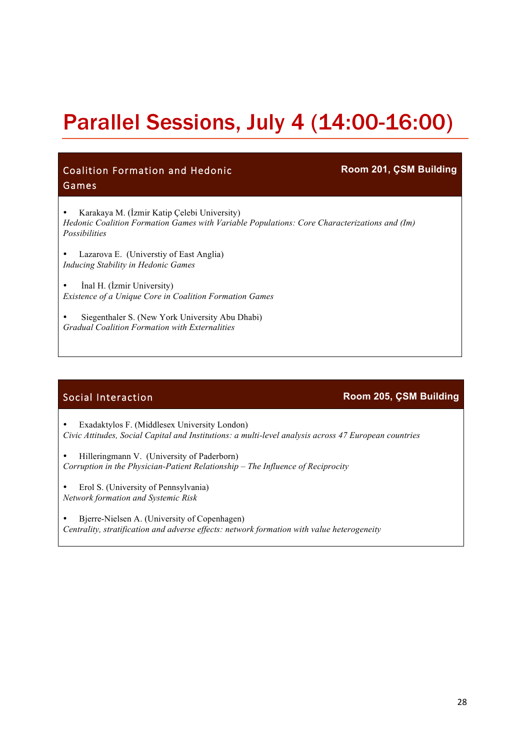# Parallel Sessions, July 4 (14:00-16:00)

## Coalition Formation and Hedonic Games

**Room 201, ÇSM Building**

- Karakaya M. (İzmir Katip Çelebi University)
*Hedonic Coalition Formation Games with Variable Populations: Core Characterizations and (Im) Possibilities*

- Lazarova E. (Universtiy of East Anglia)
*Inducing Stability in Hedonic Games*

- İnal H. (İzmir University)
*Existence of a Unique Core in Coalition Formation Games*

- Siegenthaler S. (New York University Abu Dhabi)
*Gradual Coalition Formation with Externalities*

## Social Interaction

**Room 205, ÇSM Building**

- Exadaktylos F. (Middlesex University London)
*Civic Attitudes, Social Capital and Institutions: a multi-level analysis across 47 European countries*

- Hilleringmann V. (University of Paderborn)
*Corruption in the Physician-Patient Relationship – The Influence of Reciprocity*

- Erol S. (University of Pennsylvania)
*Network formation and Systemic Risk*

- Bjerre-Nielsen A. (University of Copenhagen)
*Centrality, stratification and adverse effects: network formation with value heterogeneity*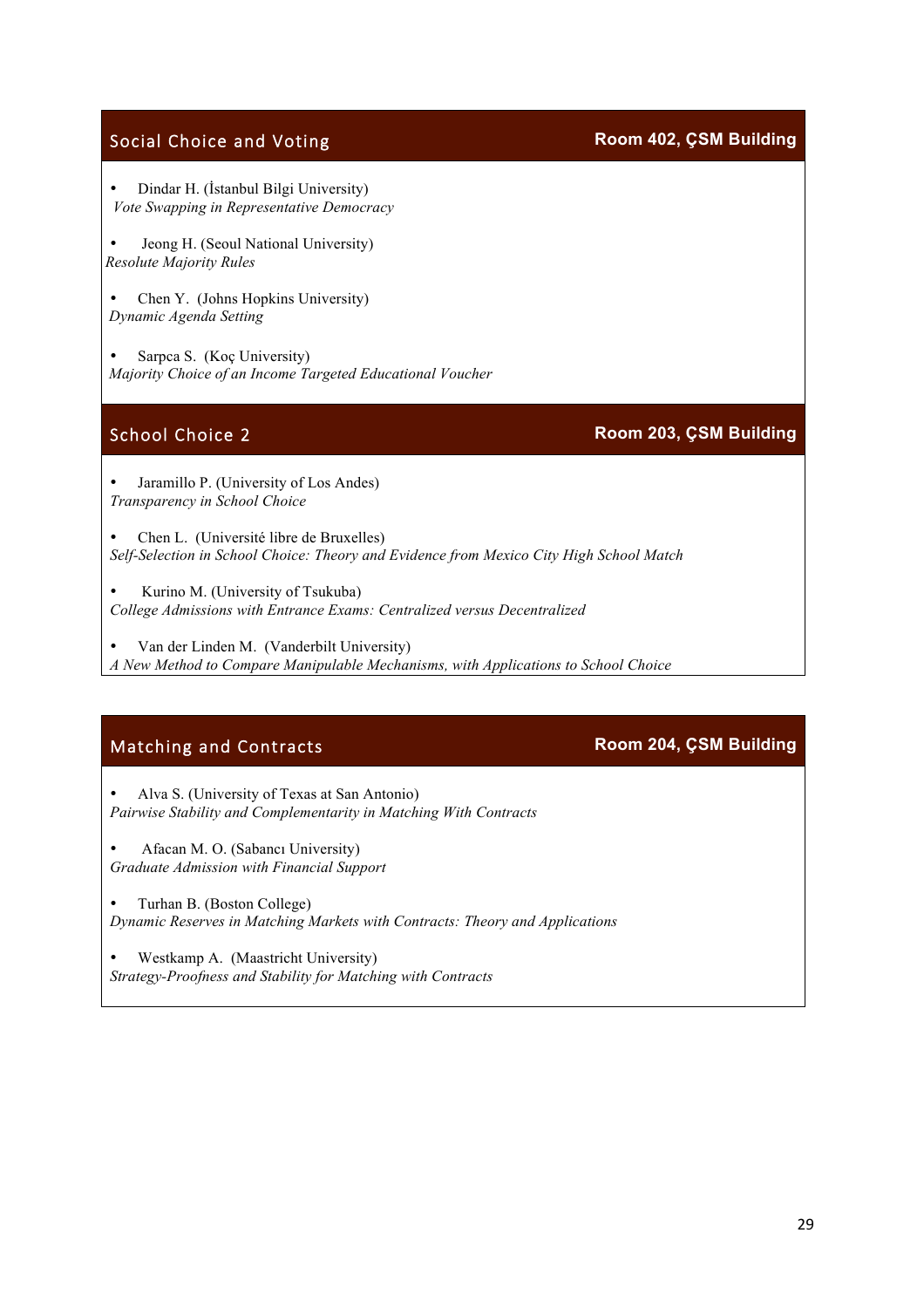## Social Choice and Voting — Room 402, ÇSM Building

- Dindar H. (İstanbul Bilgi University)
  *Vote Swapping in Representative Democracy*
- Jeong H. (Seoul National University)
  *Resolute Majority Rules*
- Chen Y. (Johns Hopkins University)
  *Dynamic Agenda Setting*
- Sarpca S. (Koç University)
  *Majority Choice of an Income Targeted Educational Voucher*

## School Choice 2 — Room 203, ÇSM Building

- Jaramillo P. (University of Los Andes)
  *Transparency in School Choice*
- Chen L. (Université libre de Bruxelles)
  *Self-Selection in School Choice: Theory and Evidence from Mexico City High School Match*
- Kurino M. (University of Tsukuba)
  *College Admissions with Entrance Exams: Centralized versus Decentralized*
- Van der Linden M. (Vanderbilt University)
  *A New Method to Compare Manipulable Mechanisms, with Applications to School Choice*

## Matching and Contracts — Room 204, ÇSM Building

- Alva S. (University of Texas at San Antonio)
  *Pairwise Stability and Complementarity in Matching With Contracts*
- Afacan M. O. (Sabancı University)
  *Graduate Admission with Financial Support*
- Turhan B. (Boston College)
  *Dynamic Reserves in Matching Markets with Contracts: Theory and Applications*
- Westkamp A. (Maastricht University)
  *Strategy-Proofness and Stability for Matching with Contracts*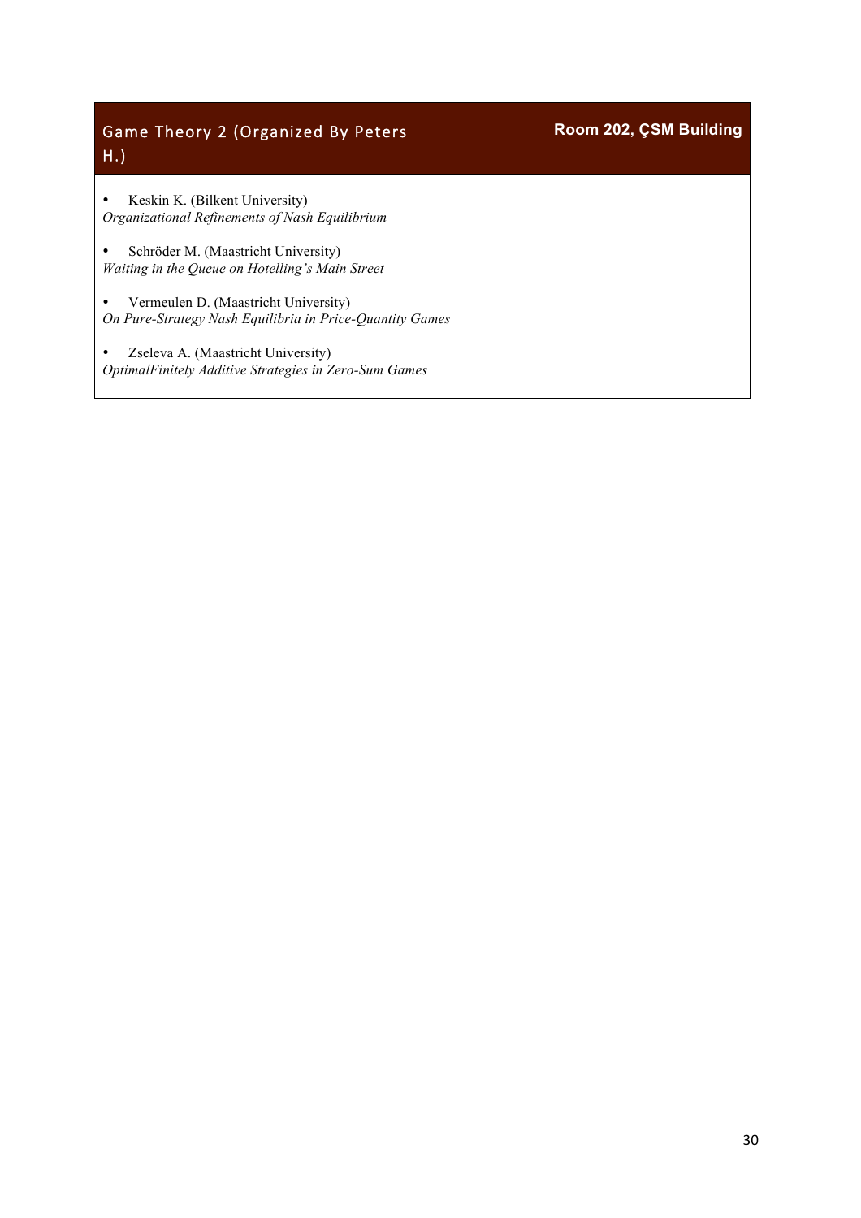## Game Theory 2 (Organized By Peters H.)

**Room 202, ÇSM Building**

- Keskin K. (Bilkent University)
*Organizational Refinements of Nash Equilibrium*

- Schröder M. (Maastricht University)
*Waiting in the Queue on Hotelling's Main Street*

- Vermeulen D. (Maastricht University)
*On Pure-Strategy Nash Equilibria in Price-Quantity Games*

- Zseleva A. (Maastricht University)
*OptimalFinitely Additive Strategies in Zero-Sum Games*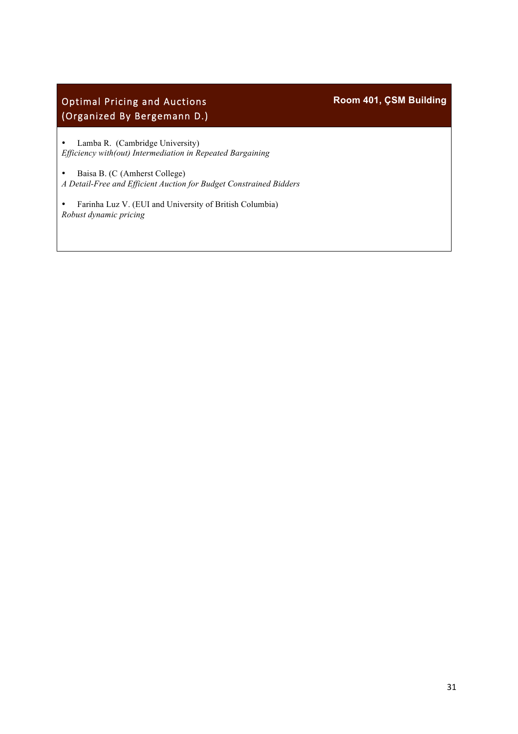## Optimal Pricing and Auctions (Organized By Bergemann D.)

**Room 401, ÇSM Building**

- Lamba R. (Cambridge University)

*Efficiency with(out) Intermediation in Repeated Bargaining*

- Baisa B. (C (Amherst College)

*A Detail-Free and Efficient Auction for Budget Constrained Bidders*

- Farinha Luz V. (EUI and University of British Columbia)

*Robust dynamic pricing*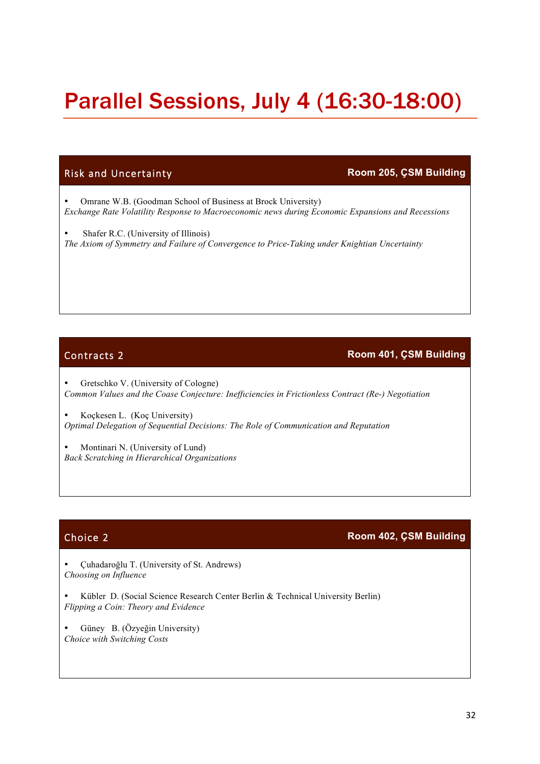# Parallel Sessions, July 4 (16:30-18:00)

## Risk and Uncertainty

**Room 205, ÇSM Building**

- Omrane W.B. (Goodman School of Business at Brock University)
*Exchange Rate Volatility Response to Macroeconomic news during Economic Expansions and Recessions*

- Shafer R.C. (University of Illinois)
*The Axiom of Symmetry and Failure of Convergence to Price-Taking under Knightian Uncertainty*

## Contracts 2

**Room 401, ÇSM Building**

- Gretschko V. (University of Cologne)
*Common Values and the Coase Conjecture: Inefficiencies in Frictionless Contract (Re-) Negotiation*

- Koçkesen L. (Koç University)
*Optimal Delegation of Sequential Decisions: The Role of Communication and Reputation*

- Montinari N. (University of Lund)
*Back Scratching in Hierarchical Organizations*

## Choice 2

**Room 402, ÇSM Building**

- Çuhadaroğlu T. (University of St. Andrews)
*Choosing on Influence*

- Kübler D. (Social Science Research Center Berlin & Technical University Berlin)
*Flipping a Coin: Theory and Evidence*

- Güney B. (Özyeğin University)
*Choice with Switching Costs*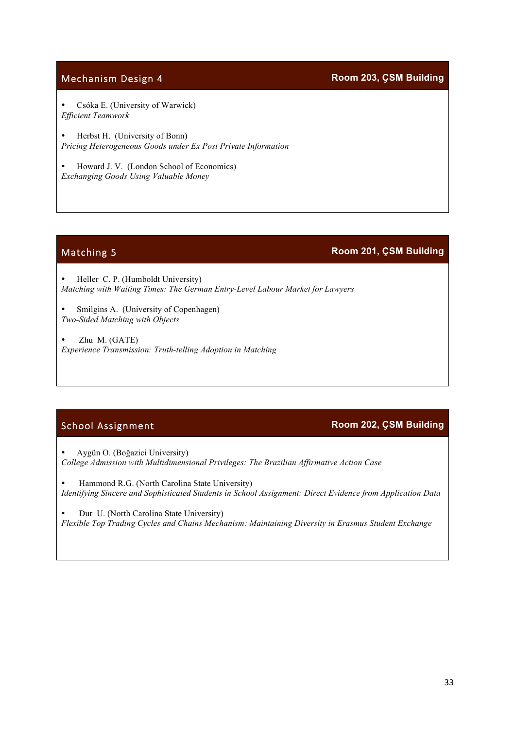## Mechanism Design 4

**Room 203, ÇSM Building**

- Csóka E. (University of Warwick)

*Efficient Teamwork*

- Herbst H. (University of Bonn)

*Pricing Heterogeneous Goods under Ex Post Private Information*

- Howard J. V. (London School of Economics)

*Exchanging Goods Using Valuable Money*

## Matching 5

**Room 201, ÇSM Building**

- Heller C. P. (Humboldt University)

*Matching with Waiting Times: The German Entry-Level Labour Market for Lawyers*

- Smilgins A. (University of Copenhagen)

*Two-Sided Matching with Objects*

- Zhu M. (GATE)

*Experience Transmission: Truth-telling Adoption in Matching*

## School Assignment

**Room 202, ÇSM Building**

- Aygün O. (Boğazici University)

*College Admission with Multidimensional Privileges: The Brazilian Affirmative Action Case*

- Hammond R.G. (North Carolina State University)

*Identifying Sincere and Sophisticated Students in School Assignment: Direct Evidence from Application Data*

- Dur U. (North Carolina State University)

*Flexible Top Trading Cycles and Chains Mechanism: Maintaining Diversity in Erasmus Student Exchange*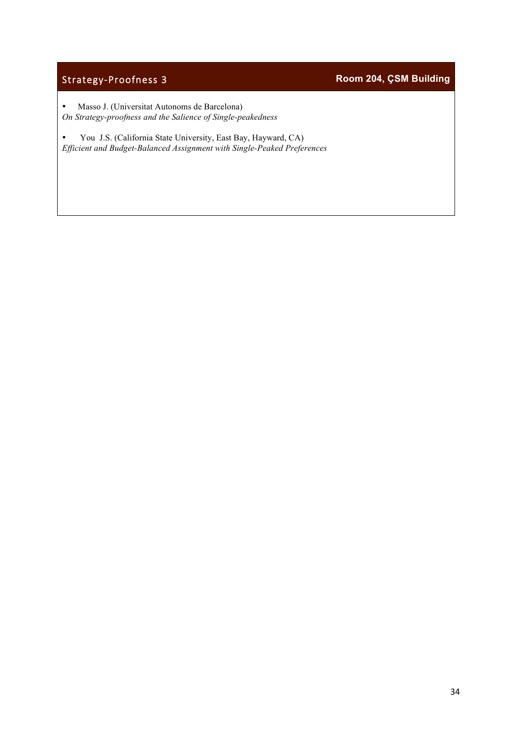## Strategy-Proofness 3 — Room 204, ÇSM Building

- Masso J. (Universitat Autonoms de Barcelona)
  *On Strategy-proofness and the Salience of Single-peakedness*

- You J.S. (California State University, East Bay, Hayward, CA)
  *Efficient and Budget-Balanced Assignment with Single-Peaked Preferences*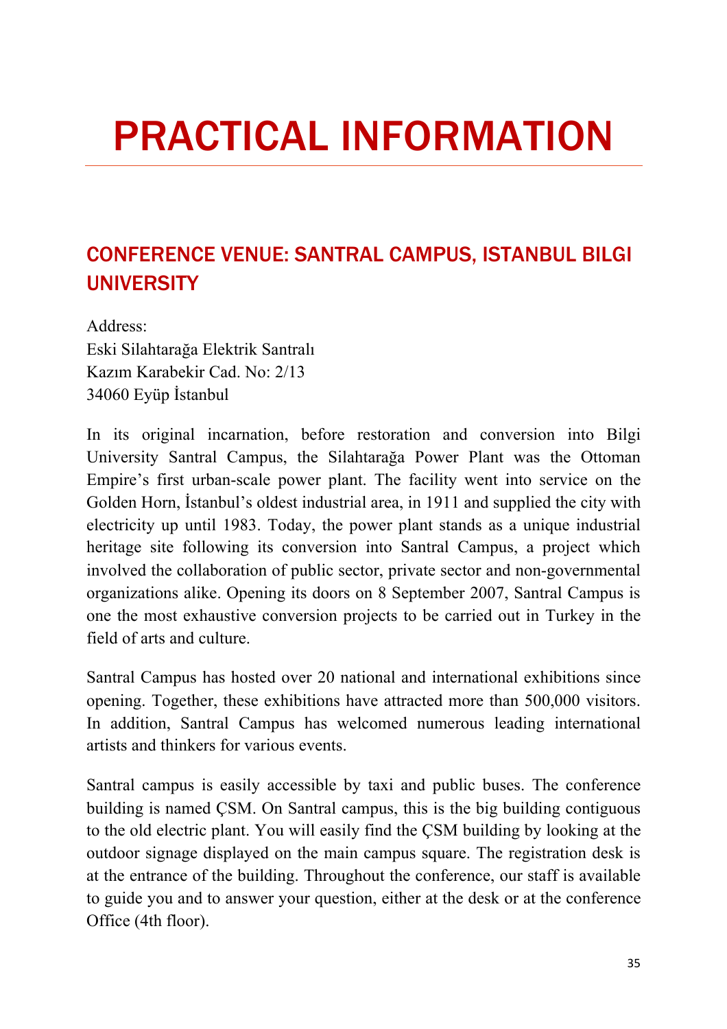# PRACTICAL INFORMATION

## CONFERENCE VENUE: SANTRAL CAMPUS, ISTANBUL BILGI UNIVERSITY

Address:
Eski Silahtarağa Elektrik Santralı
Kazım Karabekir Cad. No: 2/13
34060 Eyüp İstanbul

In its original incarnation, before restoration and conversion into Bilgi University Santral Campus, the Silahtarağa Power Plant was the Ottoman Empire's first urban-scale power plant. The facility went into service on the Golden Horn, İstanbul's oldest industrial area, in 1911 and supplied the city with electricity up until 1983. Today, the power plant stands as a unique industrial heritage site following its conversion into Santral Campus, a project which involved the collaboration of public sector, private sector and non-governmental organizations alike. Opening its doors on 8 September 2007, Santral Campus is one the most exhaustive conversion projects to be carried out in Turkey in the field of arts and culture.

Santral Campus has hosted over 20 national and international exhibitions since opening. Together, these exhibitions have attracted more than 500,000 visitors. In addition, Santral Campus has welcomed numerous leading international artists and thinkers for various events.

Santral campus is easily accessible by taxi and public buses. The conference building is named ÇSM. On Santral campus, this is the big building contiguous to the old electric plant. You will easily find the ÇSM building by looking at the outdoor signage displayed on the main campus square. The registration desk is at the entrance of the building. Throughout the conference, our staff is available to guide you and to answer your question, either at the desk or at the conference Office (4th floor).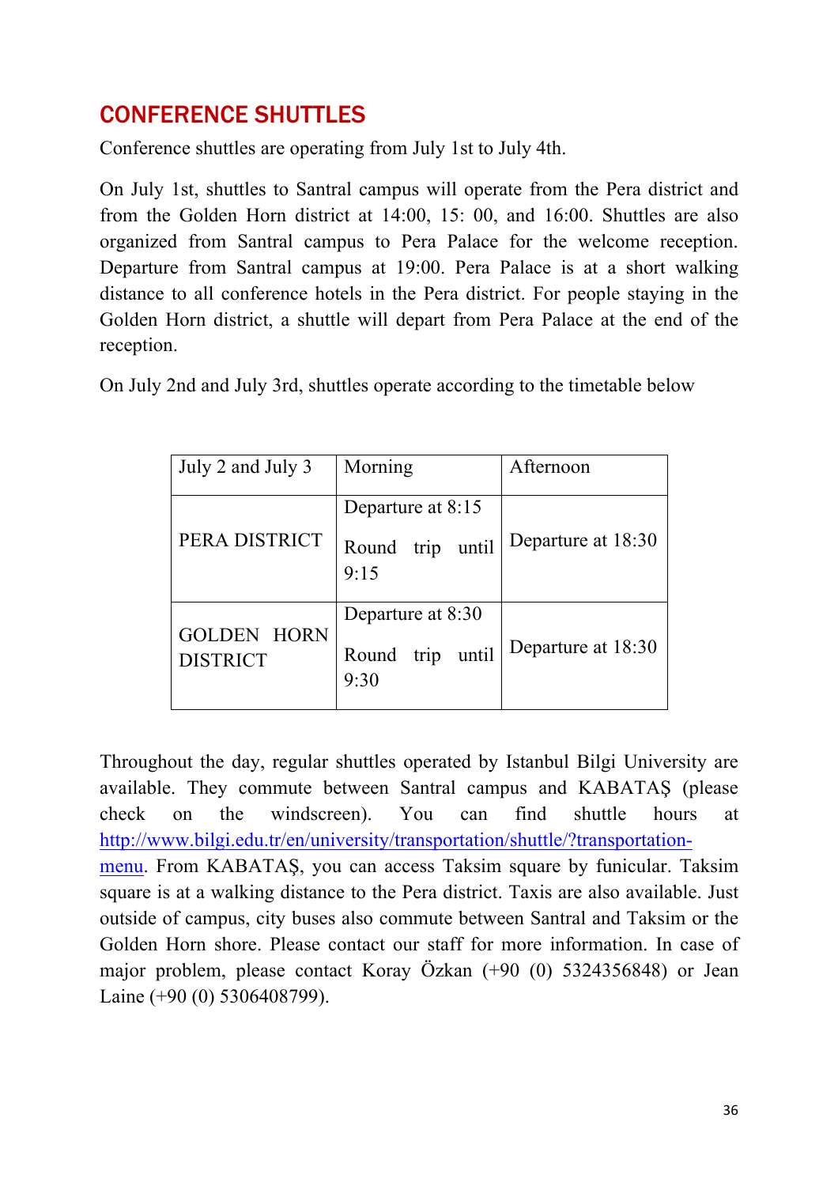## CONFERENCE SHUTTLES

Conference shuttles are operating from July 1st to July 4th.

On July 1st, shuttles to Santral campus will operate from the Pera district and from the Golden Horn district at 14:00, 15: 00, and 16:00. Shuttles are also organized from Santral campus to Pera Palace for the welcome reception. Departure from Santral campus at 19:00. Pera Palace is at a short walking distance to all conference hotels in the Pera district. For people staying in the Golden Horn district, a shuttle will depart from Pera Palace at the end of the reception.

On July 2nd and July 3rd, shuttles operate according to the timetable below

| July 2 and July 3 | Morning | Afternoon |
|---|---|---|
| PERA DISTRICT | Departure at 8:15<br><br>Round trip until 9:15 | Departure at 18:30 |
| GOLDEN HORN DISTRICT | Departure at 8:30<br><br>Round trip until 9:30 | Departure at 18:30 |

Throughout the day, regular shuttles operated by Istanbul Bilgi University are available. They commute between Santral campus and KABATAŞ (please check on the windscreen). You can find shuttle hours at [http://www.bilgi.edu.tr/en/university/transportation/shuttle/?transportation-menu](http://www.bilgi.edu.tr/en/university/transportation/shuttle/?transportation-menu). From KABATAŞ, you can access Taksim square by funicular. Taksim square is at a walking distance to the Pera district. Taxis are also available. Just outside of campus, city buses also commute between Santral and Taksim or the Golden Horn shore. Please contact our staff for more information. In case of major problem, please contact Koray Özkan (+90 (0) 5324356848) or Jean Laine (+90 (0) 5306408799).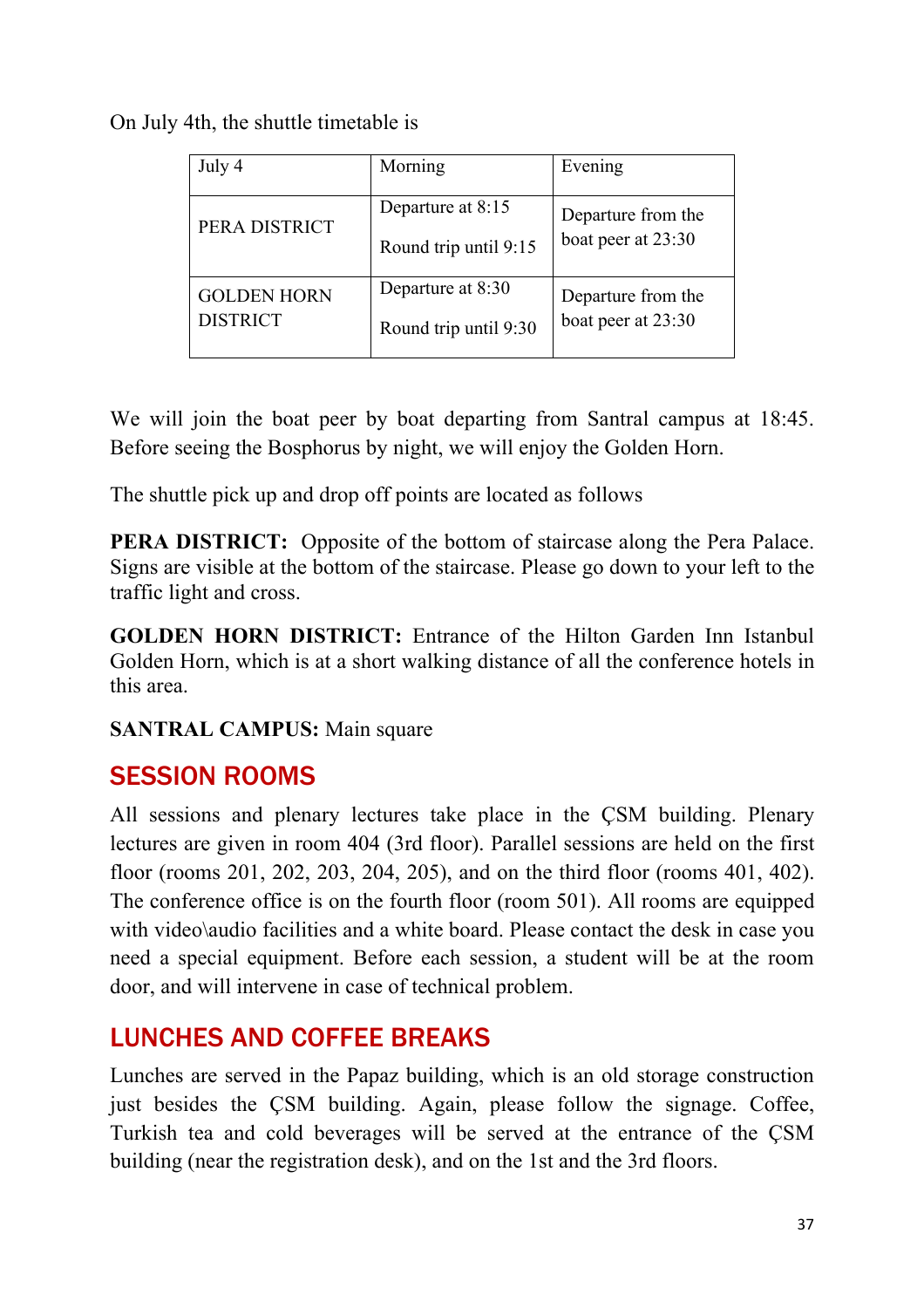On July 4th, the shuttle timetable is

| July 4 | Morning | Evening |
|---|---|---|
| PERA DISTRICT | Departure at 8:15<br>Round trip until 9:15 | Departure from the boat peer at 23:30 |
| GOLDEN HORN DISTRICT | Departure at 8:30<br>Round trip until 9:30 | Departure from the boat peer at 23:30 |

We will join the boat peer by boat departing from Santral campus at 18:45. Before seeing the Bosphorus by night, we will enjoy the Golden Horn.

The shuttle pick up and drop off points are located as follows

**PERA DISTRICT:** Opposite of the bottom of staircase along the Pera Palace. Signs are visible at the bottom of the staircase. Please go down to your left to the traffic light and cross.

**GOLDEN HORN DISTRICT:** Entrance of the Hilton Garden Inn Istanbul Golden Horn, which is at a short walking distance of all the conference hotels in this area.

**SANTRAL CAMPUS:** Main square

## SESSION ROOMS

All sessions and plenary lectures take place in the ÇSM building. Plenary lectures are given in room 404 (3rd floor). Parallel sessions are held on the first floor (rooms 201, 202, 203, 204, 205), and on the third floor (rooms 401, 402). The conference office is on the fourth floor (room 501). All rooms are equipped with video\audio facilities and a white board. Please contact the desk in case you need a special equipment. Before each session, a student will be at the room door, and will intervene in case of technical problem.

## LUNCHES AND COFFEE BREAKS

Lunches are served in the Papaz building, which is an old storage construction just besides the ÇSM building. Again, please follow the signage. Coffee, Turkish tea and cold beverages will be served at the entrance of the ÇSM building (near the registration desk), and on the 1st and the 3rd floors.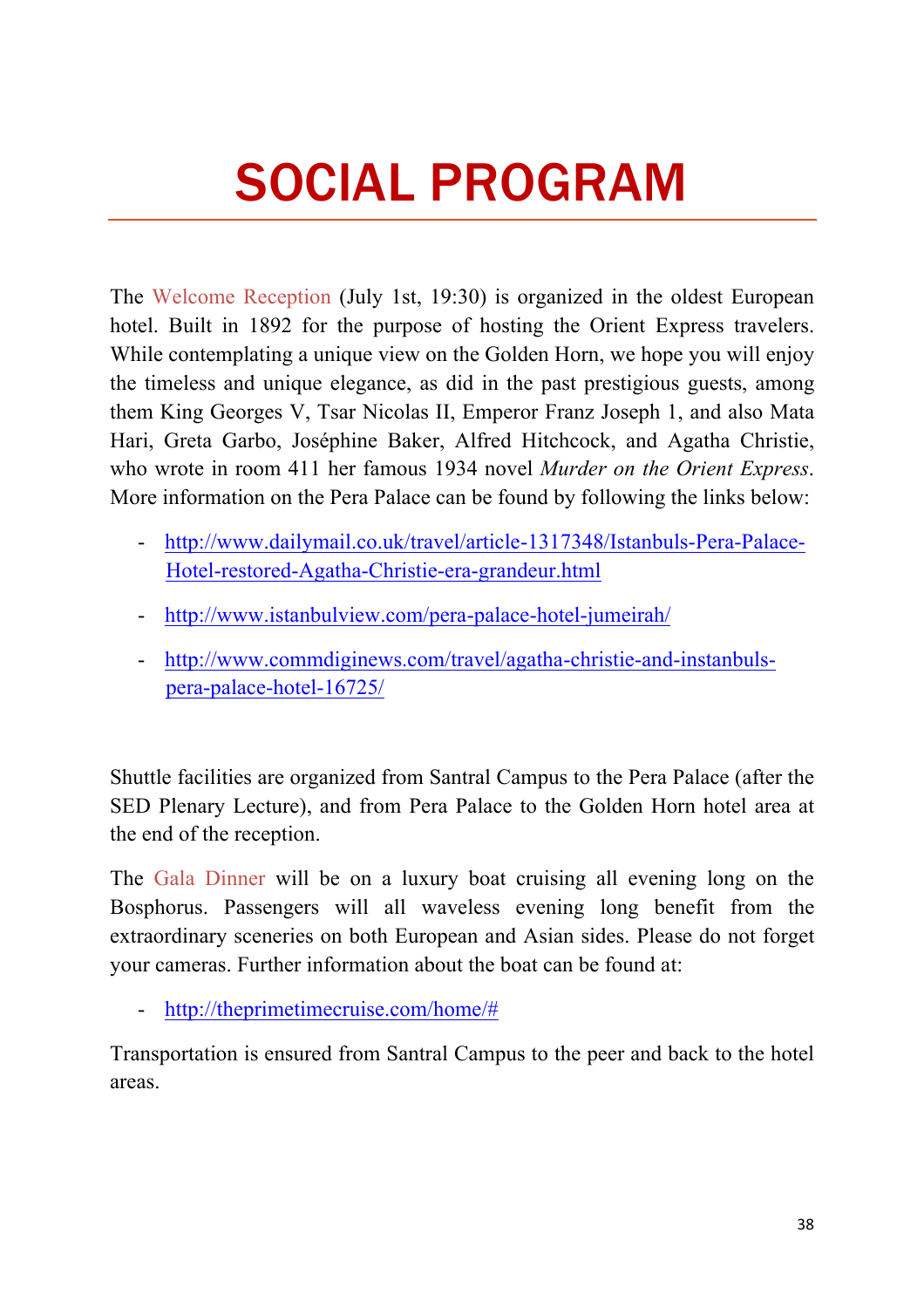# SOCIAL PROGRAM

The Welcome Reception (July 1st, 19:30) is organized in the oldest European hotel. Built in 1892 for the purpose of hosting the Orient Express travelers. While contemplating a unique view on the Golden Horn, we hope you will enjoy the timeless and unique elegance, as did in the past prestigious guests, among them King Georges V, Tsar Nicolas II, Emperor Franz Joseph 1, and also Mata Hari, Greta Garbo, Joséphine Baker, Alfred Hitchcock, and Agatha Christie, who wrote in room 411 her famous 1934 novel *Murder on the Orient Express*. More information on the Pera Palace can be found by following the links below:

- http://www.dailymail.co.uk/travel/article-1317348/Istanbuls-Pera-Palace-Hotel-restored-Agatha-Christie-era-grandeur.html
- http://www.istanbulview.com/pera-palace-hotel-jumeirah/
- http://www.commdiginews.com/travel/agatha-christie-and-instanbuls-pera-palace-hotel-16725/

Shuttle facilities are organized from Santral Campus to the Pera Palace (after the SED Plenary Lecture), and from Pera Palace to the Golden Horn hotel area at the end of the reception.

The Gala Dinner will be on a luxury boat cruising all evening long on the Bosphorus. Passengers will all waveless evening long benefit from the extraordinary sceneries on both European and Asian sides. Please do not forget your cameras. Further information about the boat can be found at:

- http://theprimetimecruise.com/home/#

Transportation is ensured from Santral Campus to the peer and back to the hotel areas.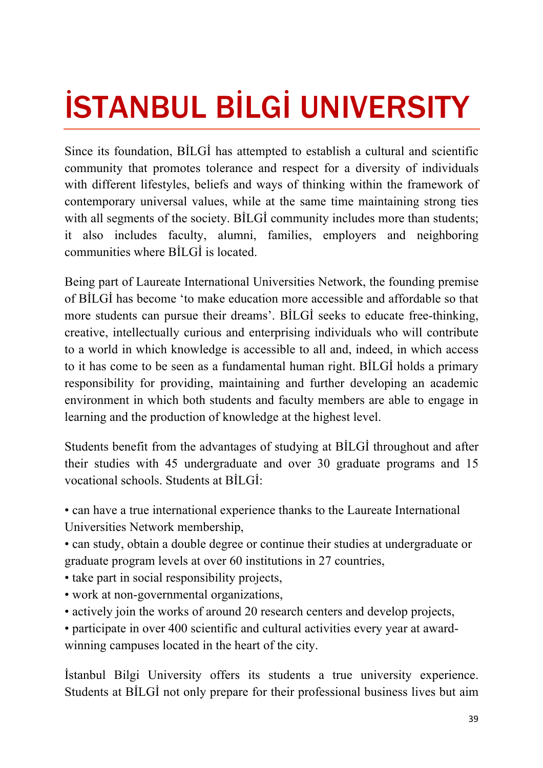# İSTANBUL BİLGİ UNIVERSITY

Since its foundation, BİLGİ has attempted to establish a cultural and scientific community that promotes tolerance and respect for a diversity of individuals with different lifestyles, beliefs and ways of thinking within the framework of contemporary universal values, while at the same time maintaining strong ties with all segments of the society. BİLGİ community includes more than students; it also includes faculty, alumni, families, employers and neighboring communities where BİLGİ is located.

Being part of Laureate International Universities Network, the founding premise of BİLGİ has become 'to make education more accessible and affordable so that more students can pursue their dreams'. BİLGİ seeks to educate free-thinking, creative, intellectually curious and enterprising individuals who will contribute to a world in which knowledge is accessible to all and, indeed, in which access to it has come to be seen as a fundamental human right. BİLGİ holds a primary responsibility for providing, maintaining and further developing an academic environment in which both students and faculty members are able to engage in learning and the production of knowledge at the highest level.

Students benefit from the advantages of studying at BİLGİ throughout and after their studies with 45 undergraduate and over 30 graduate programs and 15 vocational schools. Students at BİLGİ:

- can have a true international experience thanks to the Laureate International Universities Network membership,
- can study, obtain a double degree or continue their studies at undergraduate or graduate program levels at over 60 institutions in 27 countries,
- take part in social responsibility projects,
- work at non-governmental organizations,
- actively join the works of around 20 research centers and develop projects,
- participate in over 400 scientific and cultural activities every year at award-winning campuses located in the heart of the city.

İstanbul Bilgi University offers its students a true university experience. Students at BİLGİ not only prepare for their professional business lives but aim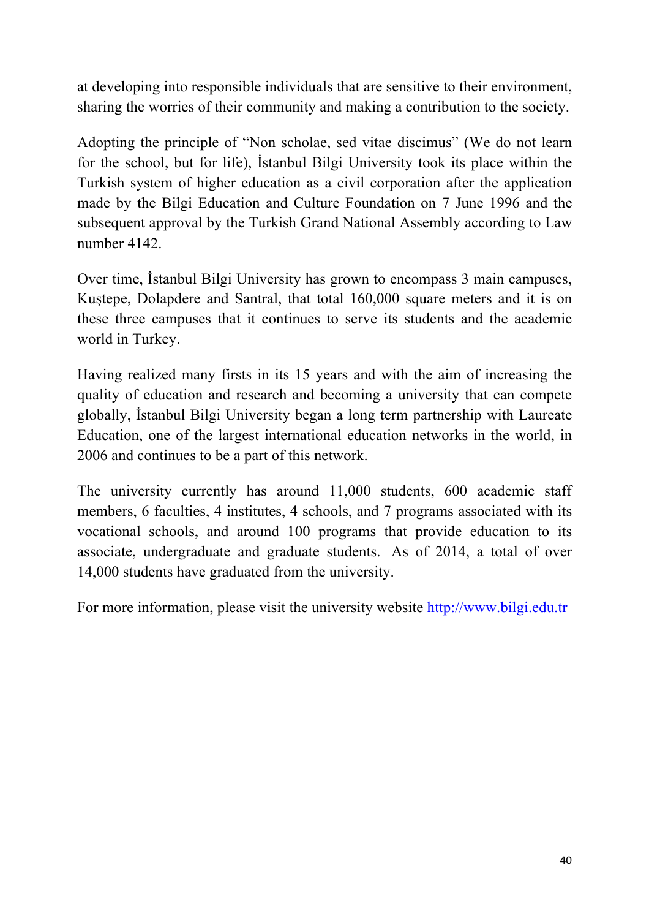at developing into responsible individuals that are sensitive to their environment, sharing the worries of their community and making a contribution to the society.

Adopting the principle of “Non scholae, sed vitae discimus” (We do not learn for the school, but for life), İstanbul Bilgi University took its place within the Turkish system of higher education as a civil corporation after the application made by the Bilgi Education and Culture Foundation on 7 June 1996 and the subsequent approval by the Turkish Grand National Assembly according to Law number 4142.

Over time, İstanbul Bilgi University has grown to encompass 3 main campuses, Kuştepe, Dolapdere and Santral, that total 160,000 square meters and it is on these three campuses that it continues to serve its students and the academic world in Turkey.

Having realized many firsts in its 15 years and with the aim of increasing the quality of education and research and becoming a university that can compete globally, İstanbul Bilgi University began a long term partnership with Laureate Education, one of the largest international education networks in the world, in 2006 and continues to be a part of this network.

The university currently has around 11,000 students, 600 academic staff members, 6 faculties, 4 institutes, 4 schools, and 7 programs associated with its vocational schools, and around 100 programs that provide education to its associate, undergraduate and graduate students. As of 2014, a total of over 14,000 students have graduated from the university.

For more information, please visit the university website [http://www.bilgi.edu.tr](http://www.bilgi.edu.tr)